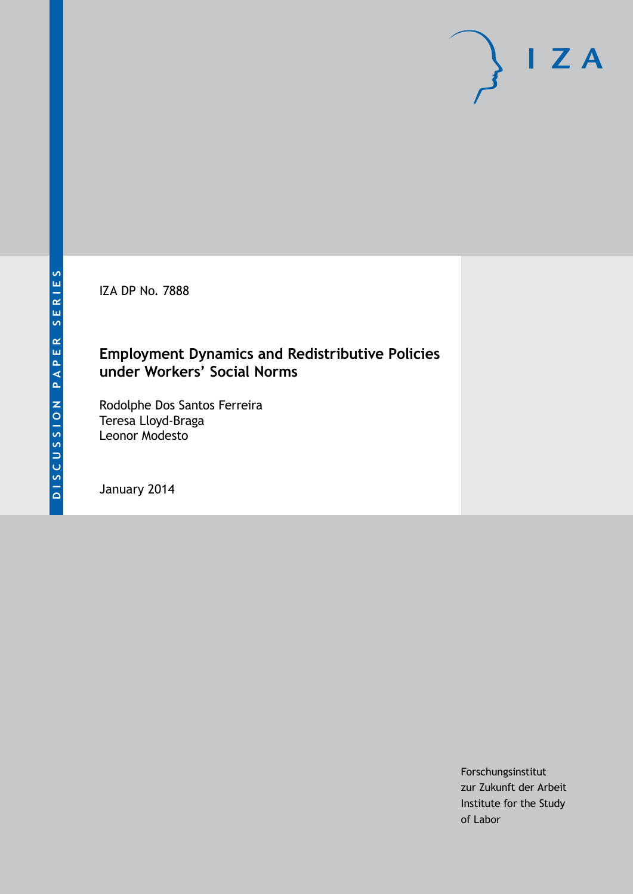DISCUSSION PAPER SERIES

IZA DP No. 7888

# Employment Dynamics and Redistributive Policies under Workers' Social Norms

Rodolphe Dos Santos Ferreira
Teresa Lloyd-Braga
Leonor Modesto

January 2014

Forschungsinstitut
zur Zukunft der Arbeit
Institute for the Study
of Labor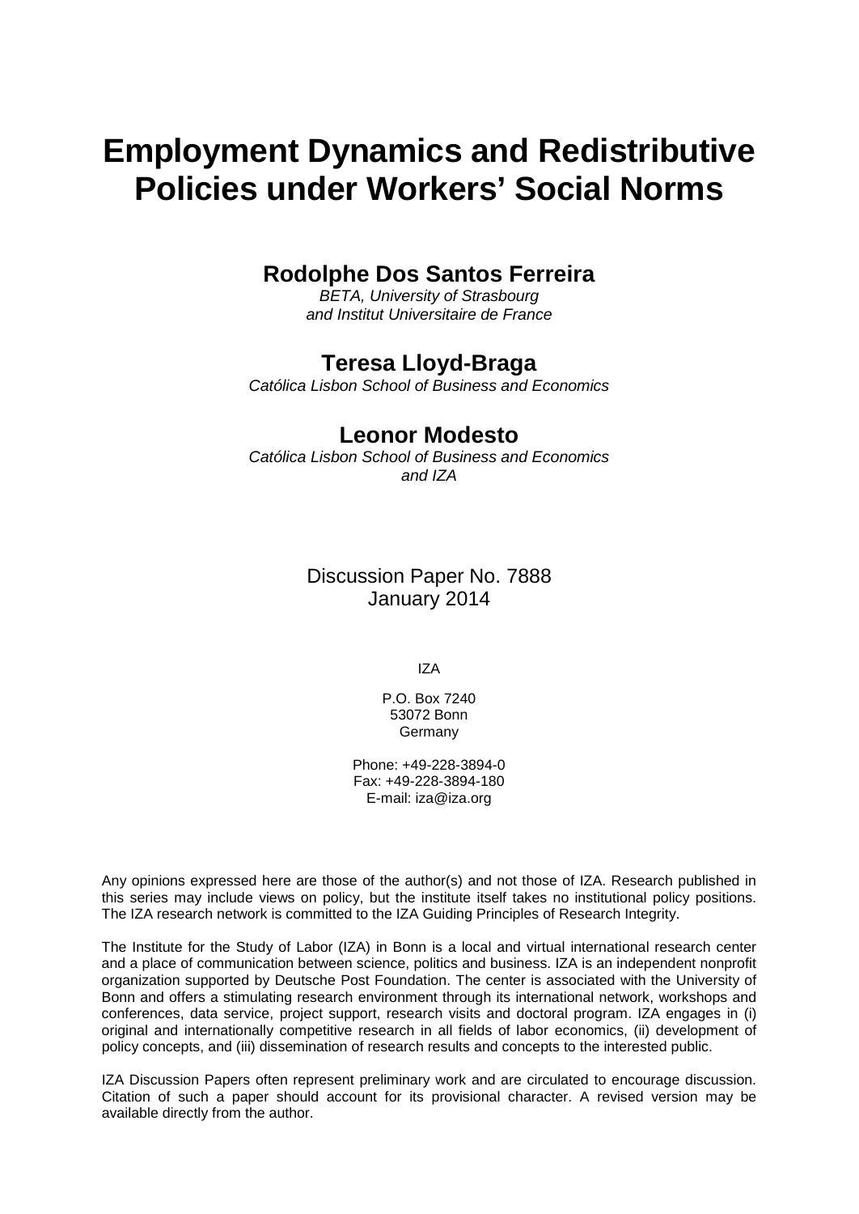# Employment Dynamics and Redistributive Policies under Workers' Social Norms

**Rodolphe Dos Santos Ferreira**

*BETA, University of Strasbourg and Institut Universitaire de France*

**Teresa Lloyd-Braga**

*Católica Lisbon School of Business and Economics*

**Leonor Modesto**

*Católica Lisbon School of Business and Economics and IZA*

Discussion Paper No. 7888
January 2014

IZA

P.O. Box 7240
53072 Bonn
Germany

Phone: +49-228-3894-0
Fax: +49-228-3894-180
E-mail: iza@iza.org

Any opinions expressed here are those of the author(s) and not those of IZA. Research published in this series may include views on policy, but the institute itself takes no institutional policy positions. The IZA research network is committed to the IZA Guiding Principles of Research Integrity.

The Institute for the Study of Labor (IZA) in Bonn is a local and virtual international research center and a place of communication between science, politics and business. IZA is an independent nonprofit organization supported by Deutsche Post Foundation. The center is associated with the University of Bonn and offers a stimulating research environment through its international network, workshops and conferences, data service, project support, research visits and doctoral program. IZA engages in (i) original and internationally competitive research in all fields of labor economics, (ii) development of policy concepts, and (iii) dissemination of research results and concepts to the interested public.

IZA Discussion Papers often represent preliminary work and are circulated to encourage discussion. Citation of such a paper should account for its provisional character. A revised version may be available directly from the author.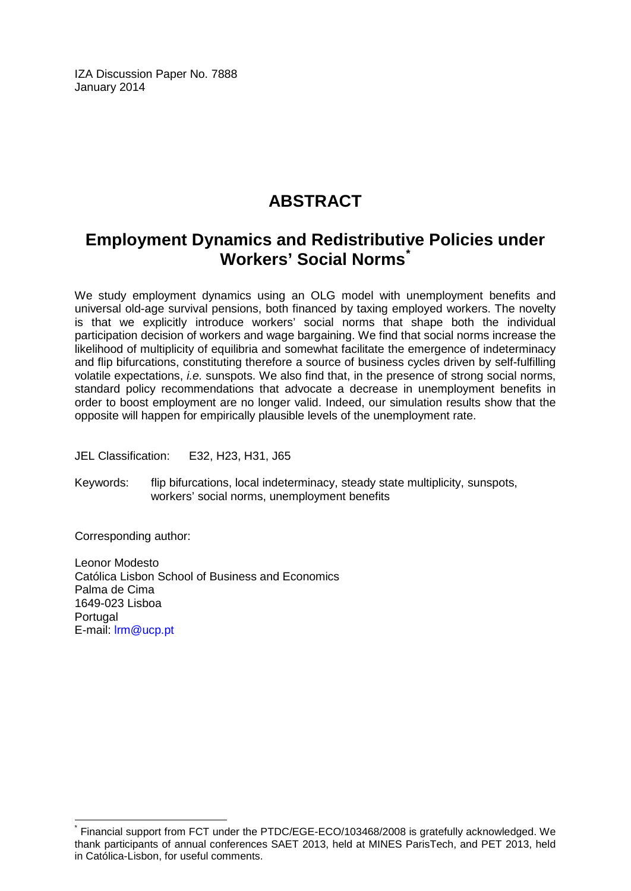IZA Discussion Paper No. 7888
January 2014

# ABSTRACT

## Employment Dynamics and Redistributive Policies under Workers' Social Norms*

We study employment dynamics using an OLG model with unemployment benefits and universal old-age survival pensions, both financed by taxing employed workers. The novelty is that we explicitly introduce workers' social norms that shape both the individual participation decision of workers and wage bargaining. We find that social norms increase the likelihood of multiplicity of equilibria and somewhat facilitate the emergence of indeterminacy and flip bifurcations, constituting therefore a source of business cycles driven by self-fulfilling volatile expectations, *i.e.* sunspots. We also find that, in the presence of strong social norms, standard policy recommendations that advocate a decrease in unemployment benefits in order to boost employment are no longer valid. Indeed, our simulation results show that the opposite will happen for empirically plausible levels of the unemployment rate.

JEL Classification: E32, H23, H31, J65

Keywords: flip bifurcations, local indeterminacy, steady state multiplicity, sunspots, workers' social norms, unemployment benefits

Corresponding author:

Leonor Modesto
Católica Lisbon School of Business and Economics
Palma de Cima
1649-023 Lisboa
Portugal
E-mail: lrm@ucp.pt

---

* Financial support from FCT under the PTDC/EGE-ECO/103468/2008 is gratefully acknowledged. We thank participants of annual conferences SAET 2013, held at MINES ParisTech, and PET 2013, held in Católica-Lisbon, for useful comments.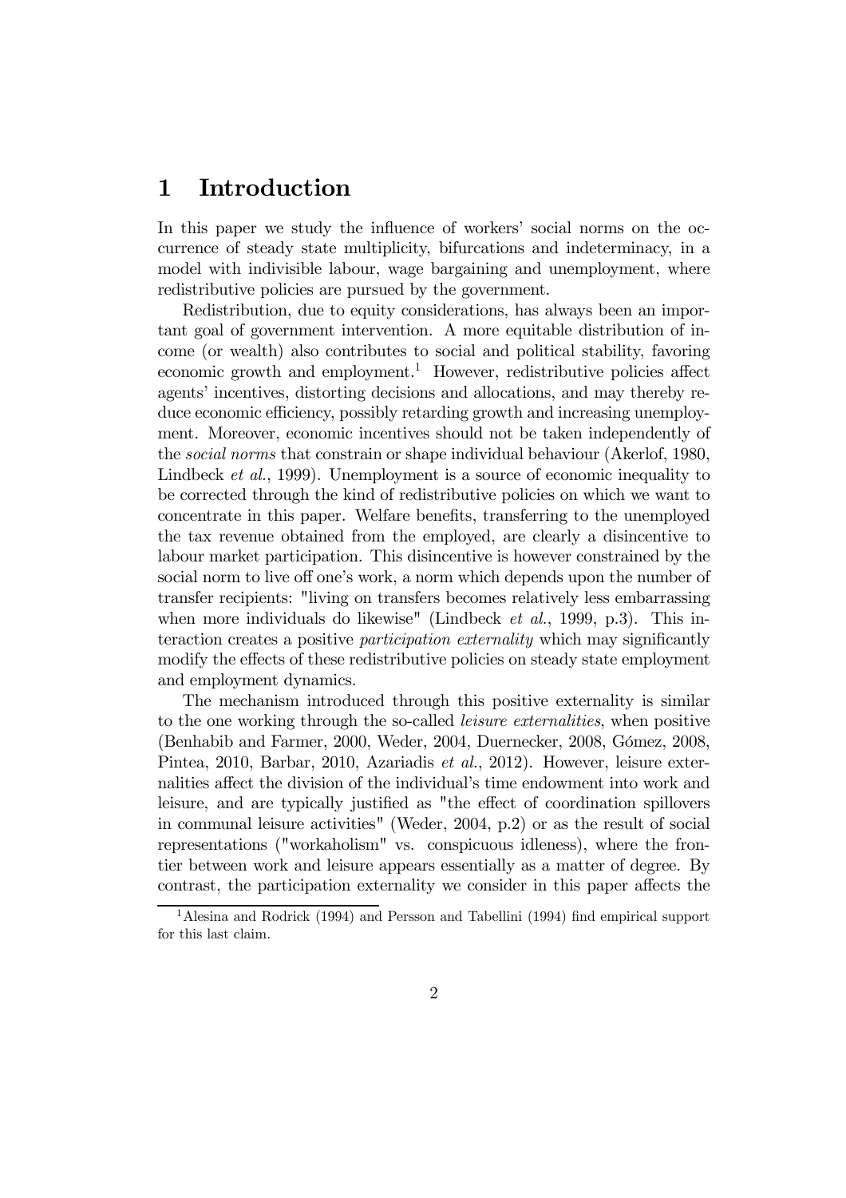# 1 Introduction

In this paper we study the influence of workers' social norms on the occurrence of steady state multiplicity, bifurcations and indeterminacy, in a model with indivisible labour, wage bargaining and unemployment, where redistributive policies are pursued by the government.

Redistribution, due to equity considerations, has always been an important goal of government intervention. A more equitable distribution of income (or wealth) also contributes to social and political stability, favoring economic growth and employment.[1] However, redistributive policies affect agents' incentives, distorting decisions and allocations, and may thereby reduce economic efficiency, possibly retarding growth and increasing unemployment. Moreover, economic incentives should not be taken independently of the *social norms* that constrain or shape individual behaviour (Akerlof, 1980, Lindbeck *et al.*, 1999). Unemployment is a source of economic inequality to be corrected through the kind of redistributive policies on which we want to concentrate in this paper. Welfare benefits, transferring to the unemployed the tax revenue obtained from the employed, are clearly a disincentive to labour market participation. This disincentive is however constrained by the social norm to live off one's work, a norm which depends upon the number of transfer recipients: "living on transfers becomes relatively less embarrassing when more individuals do likewise" (Lindbeck *et al.*, 1999, p.3). This interaction creates a positive *participation externality* which may significantly modify the effects of these redistributive policies on steady state employment and employment dynamics.

The mechanism introduced through this positive externality is similar to the one working through the so-called *leisure externalities*, when positive (Benhabib and Farmer, 2000, Weder, 2004, Duernecker, 2008, Gómez, 2008, Pintea, 2010, Barbar, 2010, Azariadis *et al.*, 2012). However, leisure externalities affect the division of the individual's time endowment into work and leisure, and are typically justified as "the effect of coordination spillovers in communal leisure activities" (Weder, 2004, p.2) or as the result of social representations ("workaholism" vs. conspicuous idleness), where the frontier between work and leisure appears essentially as a matter of degree. By contrast, the participation externality we consider in this paper affects the

[1] Alesina and Rodrick (1994) and Persson and Tabellini (1994) find empirical support for this last claim.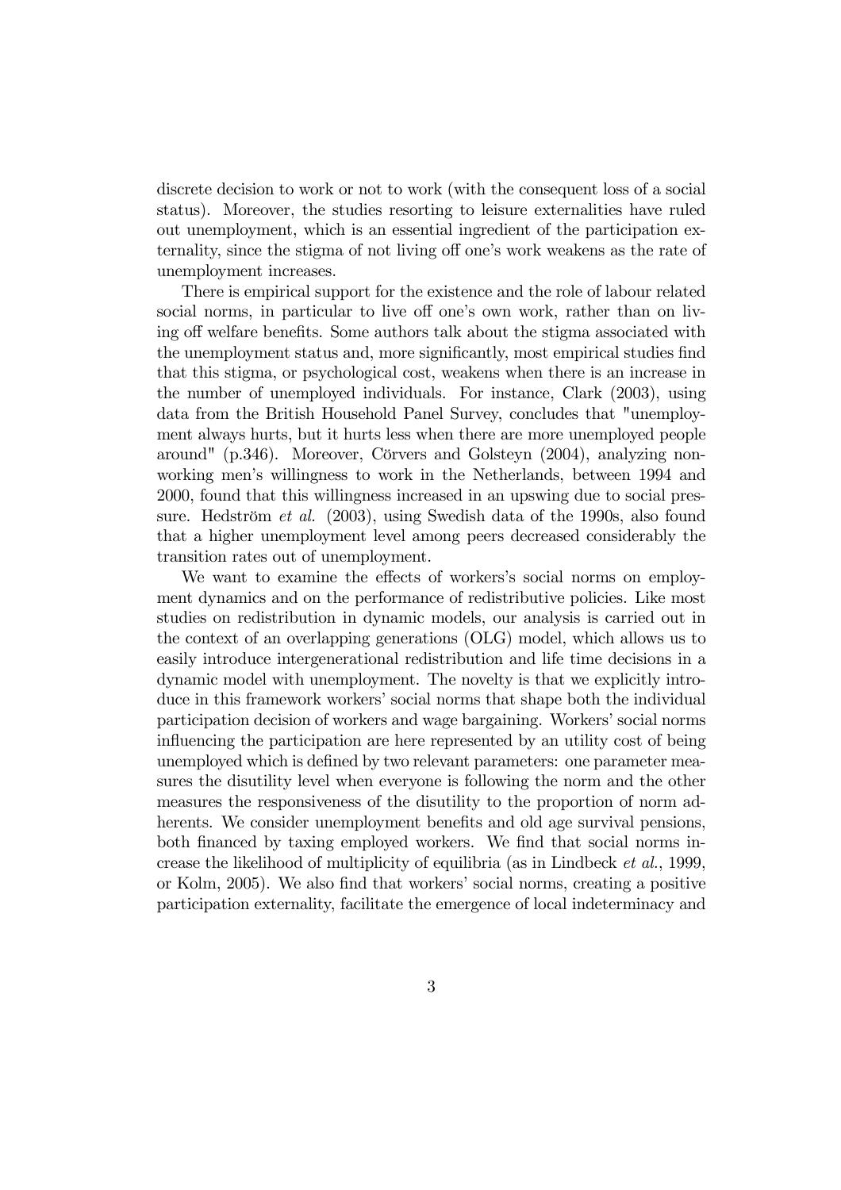discrete decision to work or not to work (with the consequent loss of a social status). Moreover, the studies resorting to leisure externalities have ruled out unemployment, which is an essential ingredient of the participation externality, since the stigma of not living off one's work weakens as the rate of unemployment increases.

There is empirical support for the existence and the role of labour related social norms, in particular to live off one's own work, rather than on living off welfare benefits. Some authors talk about the stigma associated with the unemployment status and, more significantly, most empirical studies find that this stigma, or psychological cost, weakens when there is an increase in the number of unemployed individuals. For instance, Clark (2003), using data from the British Household Panel Survey, concludes that "unemployment always hurts, but it hurts less when there are more unemployed people around" (p.346). Moreover, Cörvers and Golsteyn (2004), analyzing nonworking men's willingness to work in the Netherlands, between 1994 and 2000, found that this willingness increased in an upswing due to social pressure. Hedström *et al.* (2003), using Swedish data of the 1990s, also found that a higher unemployment level among peers decreased considerably the transition rates out of unemployment.

We want to examine the effects of workers's social norms on employment dynamics and on the performance of redistributive policies. Like most studies on redistribution in dynamic models, our analysis is carried out in the context of an overlapping generations (OLG) model, which allows us to easily introduce intergenerational redistribution and life time decisions in a dynamic model with unemployment. The novelty is that we explicitly introduce in this framework workers' social norms that shape both the individual participation decision of workers and wage bargaining. Workers' social norms influencing the participation are here represented by an utility cost of being unemployed which is defined by two relevant parameters: one parameter measures the disutility level when everyone is following the norm and the other measures the responsiveness of the disutility to the proportion of norm adherents. We consider unemployment benefits and old age survival pensions, both financed by taxing employed workers. We find that social norms increase the likelihood of multiplicity of equilibria (as in Lindbeck *et al.*, 1999, or Kolm, 2005). We also find that workers' social norms, creating a positive participation externality, facilitate the emergence of local indeterminacy and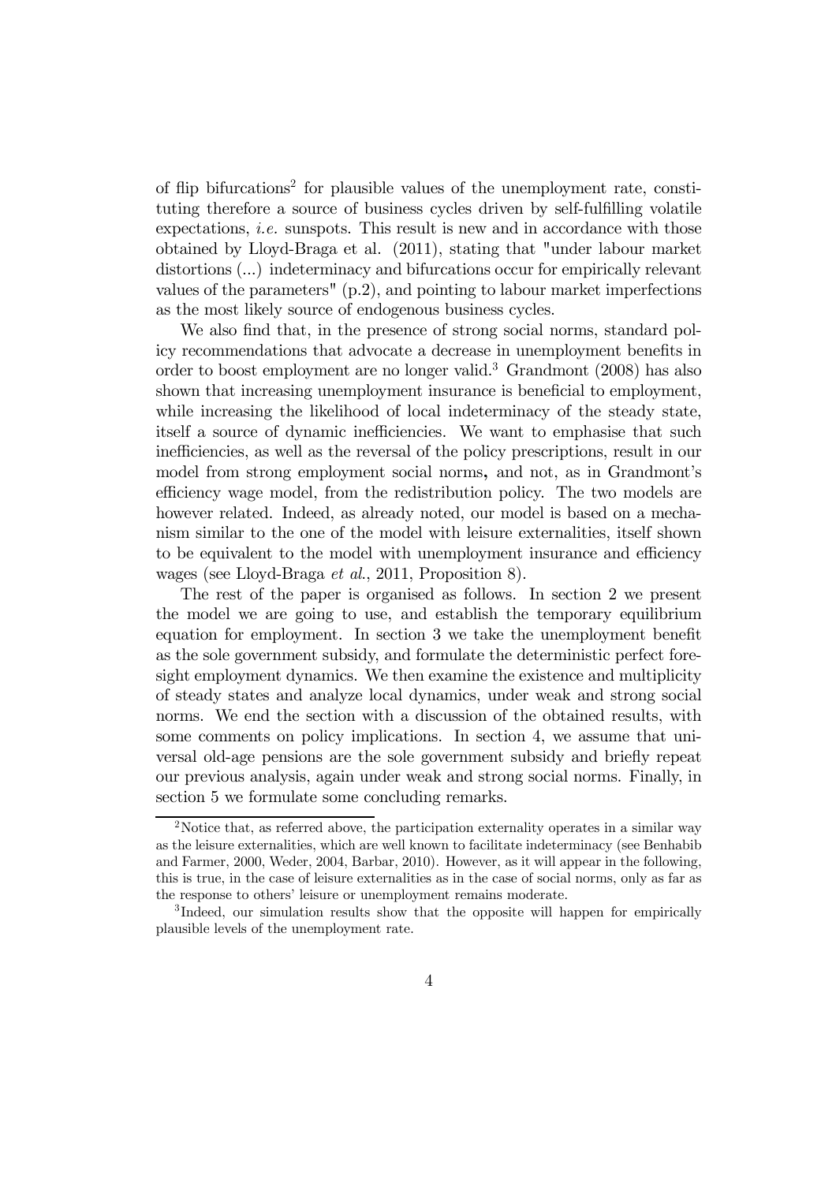of flip bifurcations[2] for plausible values of the unemployment rate, constituting therefore a source of business cycles driven by self-fulfilling volatile expectations, *i.e.* sunspots. This result is new and in accordance with those obtained by Lloyd-Braga et al. (2011), stating that "under labour market distortions (...) indeterminacy and bifurcations occur for empirically relevant values of the parameters" (p.2), and pointing to labour market imperfections as the most likely source of endogenous business cycles.

We also find that, in the presence of strong social norms, standard policy recommendations that advocate a decrease in unemployment benefits in order to boost employment are no longer valid.[3] Grandmont (2008) has also shown that increasing unemployment insurance is beneficial to employment, while increasing the likelihood of local indeterminacy of the steady state, itself a source of dynamic inefficiencies. We want to emphasise that such inefficiencies, as well as the reversal of the policy prescriptions, result in our model from strong employment social norms**,** and not, as in Grandmont's efficiency wage model, from the redistribution policy. The two models are however related. Indeed, as already noted, our model is based on a mechanism similar to the one of the model with leisure externalities, itself shown to be equivalent to the model with unemployment insurance and efficiency wages (see Lloyd-Braga *et al.*, 2011, Proposition 8).

The rest of the paper is organised as follows. In section 2 we present the model we are going to use, and establish the temporary equilibrium equation for employment. In section 3 we take the unemployment benefit as the sole government subsidy, and formulate the deterministic perfect foresight employment dynamics. We then examine the existence and multiplicity of steady states and analyze local dynamics, under weak and strong social norms. We end the section with a discussion of the obtained results, with some comments on policy implications. In section 4, we assume that universal old-age pensions are the sole government subsidy and briefly repeat our previous analysis, again under weak and strong social norms. Finally, in section 5 we formulate some concluding remarks.

[2]Notice that, as referred above, the participation externality operates in a similar way as the leisure externalities, which are well known to facilitate indeterminacy (see Benhabib and Farmer, 2000, Weder, 2004, Barbar, 2010). However, as it will appear in the following, this is true, in the case of leisure externalities as in the case of social norms, only as far as the response to others' leisure or unemployment remains moderate.

[3]Indeed, our simulation results show that the opposite will happen for empirically plausible levels of the unemployment rate.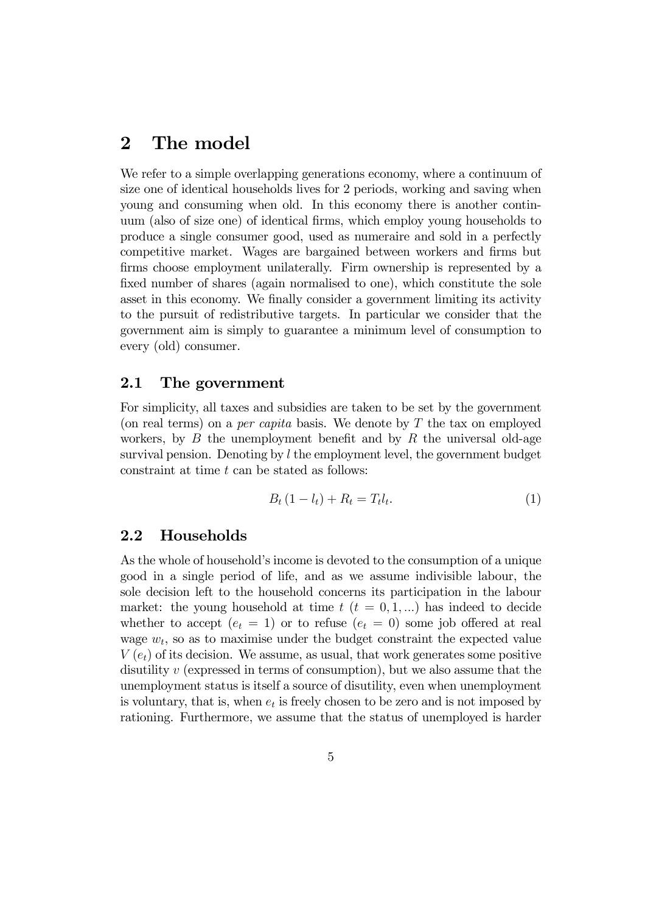# 2 The model

We refer to a simple overlapping generations economy, where a continuum of size one of identical households lives for 2 periods, working and saving when young and consuming when old. In this economy there is another continuum (also of size one) of identical firms, which employ young households to produce a single consumer good, used as numeraire and sold in a perfectly competitive market. Wages are bargained between workers and firms but firms choose employment unilaterally. Firm ownership is represented by a fixed number of shares (again normalised to one), which constitute the sole asset in this economy. We finally consider a government limiting its activity to the pursuit of redistributive targets. In particular we consider that the government aim is simply to guarantee a minimum level of consumption to every (old) consumer.

## 2.1 The government

For simplicity, all taxes and subsidies are taken to be set by the government (on real terms) on a *per capita* basis. We denote by $T$ the tax on employed workers, by $B$ the unemployment benefit and by $R$ the universal old-age survival pension. Denoting by $l$ the employment level, the government budget constraint at time $t$ can be stated as follows:

$$B_t (1 - l_t) + R_t = T_t l_t. \tag{1}$$

## 2.2 Households

As the whole of household's income is devoted to the consumption of a unique good in a single period of life, and as we assume indivisible labour, the sole decision left to the household concerns its participation in the labour market: the young household at time $t$ ($t = 0, 1, ...$) has indeed to decide whether to accept ($e_t = 1$) or to refuse ($e_t = 0$) some job offered at real wage $w_t$, so as to maximise under the budget constraint the expected value $V(e_t)$ of its decision. We assume, as usual, that work generates some positive disutility $v$ (expressed in terms of consumption), but we also assume that the unemployment status is itself a source of disutility, even when unemployment is voluntary, that is, when $e_t$ is freely chosen to be zero and is not imposed by rationing. Furthermore, we assume that the status of unemployed is harder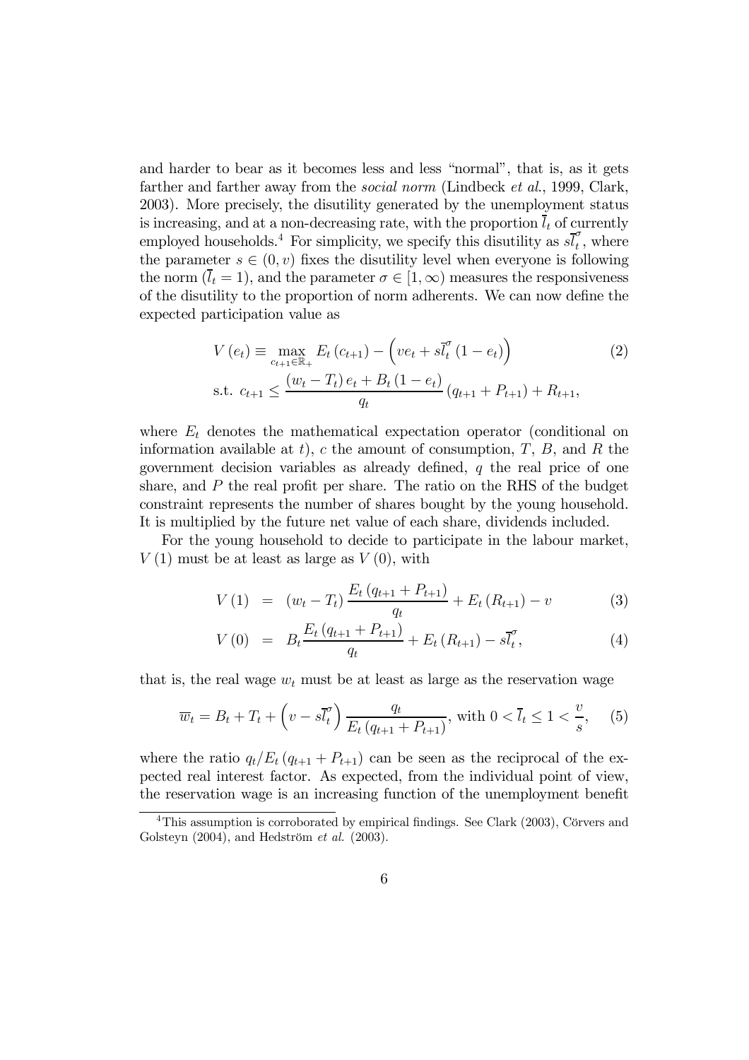and harder to bear as it becomes less and less "normal", that is, as it gets farther and farther away from the *social norm* (Lindbeck *et al.*, 1999, Clark, 2003). More precisely, the disutility generated by the unemployment status is increasing, and at a non-decreasing rate, with the proportion $\overline{l}_t$ of currently employed households.[4] For simplicity, we specify this disutility as $s\overline{l}_t^{\sigma}$, where the parameter $s \in (0, v)$ fixes the disutility level when everyone is following the norm ($\overline{l}_t = 1$), and the parameter $\sigma \in [1, \infty)$ measures the responsiveness of the disutility to the proportion of norm adherents. We can now define the expected participation value as

$$V(e_t) \equiv \max_{c_{t+1} \in \mathbb{R}_+} E_t(c_{t+1}) - \left(ve_t + s\overline{l}_t^{\sigma}(1 - e_t)\right) \tag{2}$$

$$\text{s.t. } c_{t+1} \leq \frac{(w_t - T_t)e_t + B_t(1 - e_t)}{q_t}(q_{t+1} + P_{t+1}) + R_{t+1},$$

where $E_t$ denotes the mathematical expectation operator (conditional on information available at $t$), $c$ the amount of consumption, $T$, $B$, and $R$ the government decision variables as already defined, $q$ the real price of one share, and $P$ the real profit per share. The ratio on the RHS of the budget constraint represents the number of shares bought by the young household. It is multiplied by the future net value of each share, dividends included.

For the young household to decide to participate in the labour market, $V(1)$ must be at least as large as $V(0)$, with

$$V(1) = (w_t - T_t)\frac{E_t(q_{t+1} + P_{t+1})}{q_t} + E_t(R_{t+1}) - v \tag{3}$$

$$V(0) = B_t\frac{E_t(q_{t+1} + P_{t+1})}{q_t} + E_t(R_{t+1}) - s\overline{l}_t^{\sigma}, \tag{4}$$

that is, the real wage $w_t$ must be at least as large as the reservation wage

$$\overline{w}_t = B_t + T_t + \left(v - s\overline{l}_t^{\sigma}\right)\frac{q_t}{E_t(q_{t+1} + P_{t+1})}, \text{ with } 0 < \overline{l}_t \leq 1 < \frac{v}{s}, \tag{5}$$

where the ratio $q_t/E_t(q_{t+1} + P_{t+1})$ can be seen as the reciprocal of the expected real interest factor. As expected, from the individual point of view, the reservation wage is an increasing function of the unemployment benefit

[4] This assumption is corroborated by empirical findings. See Clark (2003), Cörvers and Golsteyn (2004), and Hedström *et al.* (2003).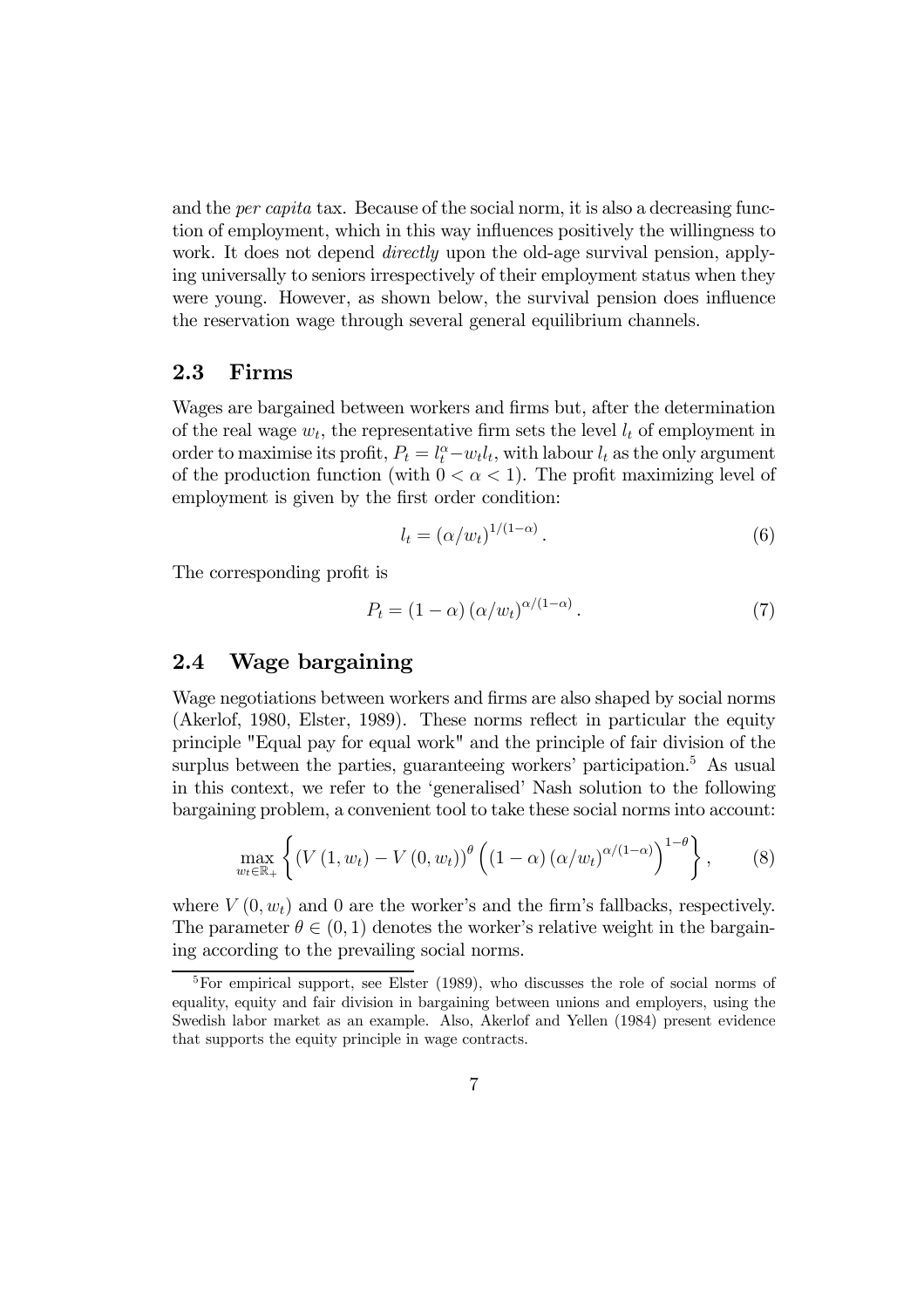and the *per capita* tax. Because of the social norm, it is also a decreasing function of employment, which in this way influences positively the willingness to work. It does not depend *directly* upon the old-age survival pension, applying universally to seniors irrespectively of their employment status when they were young. However, as shown below, the survival pension does influence the reservation wage through several general equilibrium channels.

## 2.3 Firms

Wages are bargained between workers and firms but, after the determination of the real wage $w_t$, the representative firm sets the level $l_t$ of employment in order to maximise its profit, $P_t = l_t^\alpha - w_t l_t$, with labour $l_t$ as the only argument of the production function (with $0 < \alpha < 1$). The profit maximizing level of employment is given by the first order condition:

$$l_t = (\alpha / w_t)^{1/(1-\alpha)}. \tag{6}$$

The corresponding profit is

$$P_t = (1 - \alpha)(\alpha / w_t)^{\alpha/(1-\alpha)}. \tag{7}$$

## 2.4 Wage bargaining

Wage negotiations between workers and firms are also shaped by social norms (Akerlof, 1980, Elster, 1989). These norms reflect in particular the equity principle "Equal pay for equal work" and the principle of fair division of the surplus between the parties, guaranteeing workers' participation.[5] As usual in this context, we refer to the 'generalised' Nash solution to the following bargaining problem, a convenient tool to take these social norms into account:

$$\max_{w_t \in \mathbb{R}_+} \left\{ (V(1, w_t) - V(0, w_t))^\theta \left( (1 - \alpha)(\alpha / w_t)^{\alpha/(1-\alpha)} \right)^{1-\theta} \right\}, \tag{8}$$

where $V(0, w_t)$ and 0 are the worker's and the firm's fallbacks, respectively. The parameter $\theta \in (0, 1)$ denotes the worker's relative weight in the bargaining according to the prevailing social norms.

[5] For empirical support, see Elster (1989), who discusses the role of social norms of equality, equity and fair division in bargaining between unions and employers, using the Swedish labor market as an example. Also, Akerlof and Yellen (1984) present evidence that supports the equity principle in wage contracts.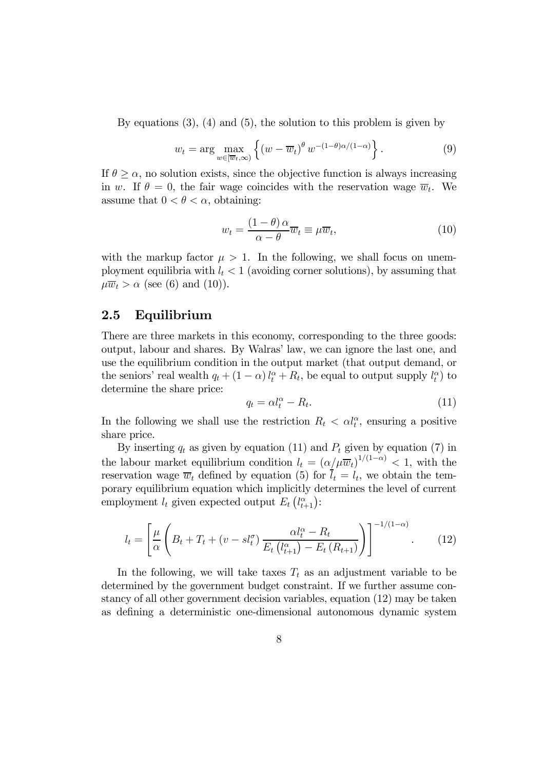By equations (3), (4) and (5), the solution to this problem is given by

$$w_t = \arg \max_{w \in [\overline{w}_t, \infty)} \left\{ (w - \overline{w}_t)^{\theta} w^{-(1-\theta)\alpha/(1-\alpha)} \right\}. \tag{9}$$

If $\theta \geq \alpha$, no solution exists, since the objective function is always increasing in $w$. If $\theta = 0$, the fair wage coincides with the reservation wage $\overline{w}_t$. We assume that $0 < \theta < \alpha$, obtaining:

$$w_t = \frac{(1-\theta)\alpha}{\alpha - \theta} \overline{w}_t \equiv \mu \overline{w}_t, \tag{10}$$

with the markup factor $\mu > 1$. In the following, we shall focus on unemployment equilibria with $l_t < 1$ (avoiding corner solutions), by assuming that $\mu \overline{w}_t > \alpha$ (see (6) and (10)).

## 2.5 Equilibrium

There are three markets in this economy, corresponding to the three goods: output, labour and shares. By Walras' law, we can ignore the last one, and use the equilibrium condition in the output market (that output demand, or the seniors' real wealth $q_t + (1-\alpha) l_t^{\alpha} + R_t$, be equal to output supply $l_t^{\alpha}$) to determine the share price:

$$q_t = \alpha l_t^{\alpha} - R_t. \tag{11}$$

In the following we shall use the restriction $R_t < \alpha l_t^{\alpha}$, ensuring a positive share price.

By inserting $q_t$ as given by equation (11) and $P_t$ given by equation (7) in the labour market equilibrium condition $l_t = (\alpha / \mu \overline{w}_t)^{1/(1-\alpha)} < 1$, with the reservation wage $\overline{w}_t$ defined by equation (5) for $\overline{l}_t = l_t$, we obtain the temporary equilibrium equation which implicitly determines the level of current employment $l_t$ given expected output $E_t(l_{t+1}^{\alpha})$:

$$l_t = \left[ \frac{\mu}{\alpha} \left( B_t + T_t + (v - s l_t^{\sigma}) \frac{\alpha l_t^{\alpha} - R_t}{E_t(l_{t+1}^{\alpha}) - E_t(R_{t+1})} \right) \right]^{-1/(1-\alpha)}. \tag{12}$$

In the following, we will take taxes $T_t$ as an adjustment variable to be determined by the government budget constraint. If we further assume constancy of all other government decision variables, equation (12) may be taken as defining a deterministic one-dimensional autonomous dynamic system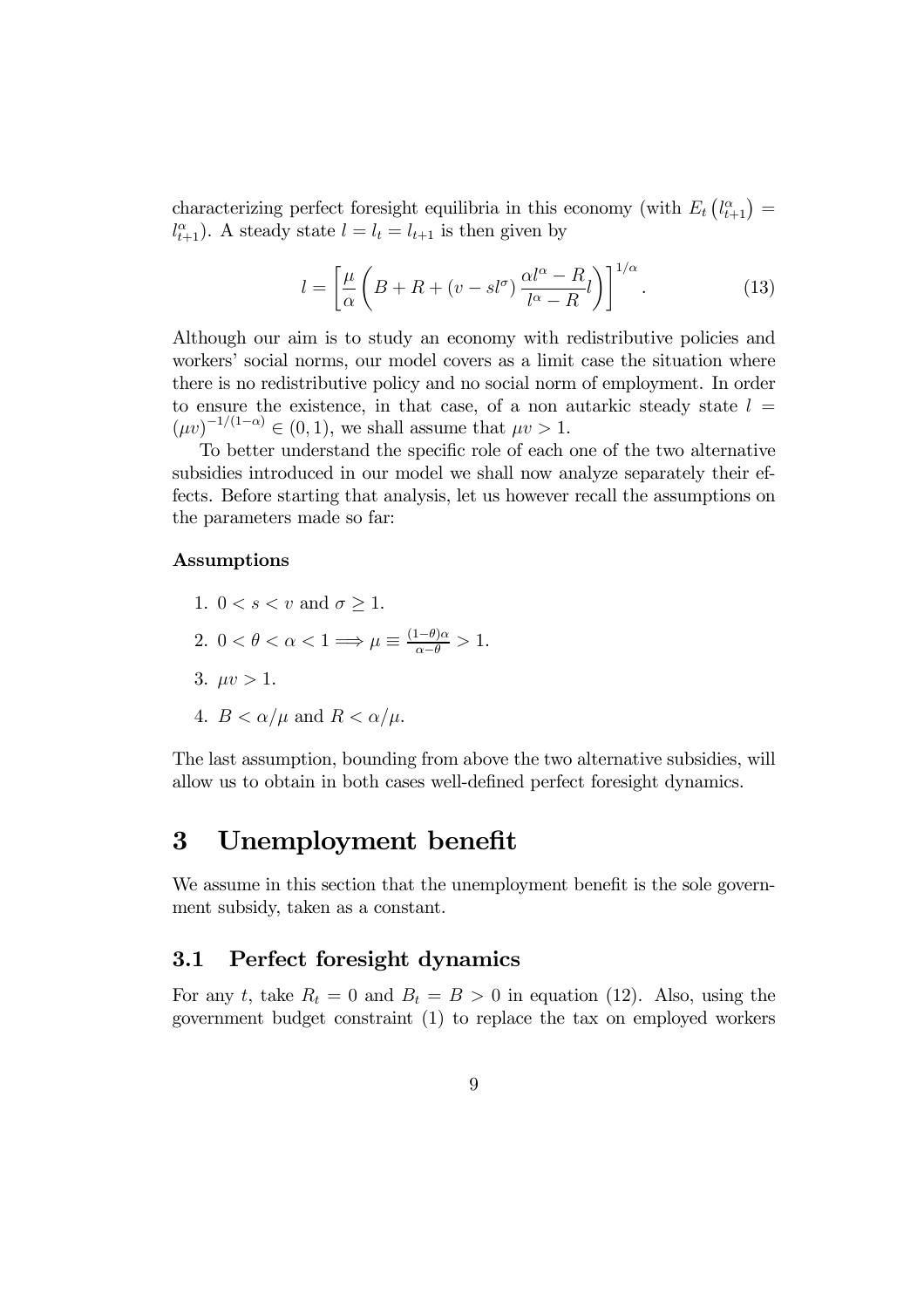characterizing perfect foresight equilibria in this economy (with $E_t\left(l_{t+1}^{\alpha}\right) = l_{t+1}^{\alpha}$). A steady state $l = l_t = l_{t+1}$ is then given by

$$l = \left[\frac{\mu}{\alpha}\left(B + R + (v - sl^{\sigma})\frac{\alpha l^{\alpha} - R}{l^{\alpha} - R}l\right)\right]^{1/\alpha}. \tag{13}$$

Although our aim is to study an economy with redistributive policies and workers' social norms, our model covers as a limit case the situation where there is no redistributive policy and no social norm of employment. In order to ensure the existence, in that case, of a non autarkic steady state $l = (\mu v)^{-1/(1-\alpha)} \in (0, 1)$, we shall assume that $\mu v > 1$.

To better understand the specific role of each one of the two alternative subsidies introduced in our model we shall now analyze separately their effects. Before starting that analysis, let us however recall the assumptions on the parameters made so far:

**Assumptions**

1. $0 < s < v$ and $\sigma \geq 1$.
2. $0 < \theta < \alpha < 1 \Longrightarrow \mu \equiv \frac{(1-\theta)\alpha}{\alpha - \theta} > 1$.
3. $\mu v > 1$.
4. $B < \alpha/\mu$ and $R < \alpha/\mu$.

The last assumption, bounding from above the two alternative subsidies, will allow us to obtain in both cases well-defined perfect foresight dynamics.

# 3 Unemployment benefit

We assume in this section that the unemployment benefit is the sole government subsidy, taken as a constant.

## 3.1 Perfect foresight dynamics

For any $t$, take $R_t = 0$ and $B_t = B > 0$ in equation (12). Also, using the government budget constraint (1) to replace the tax on employed workers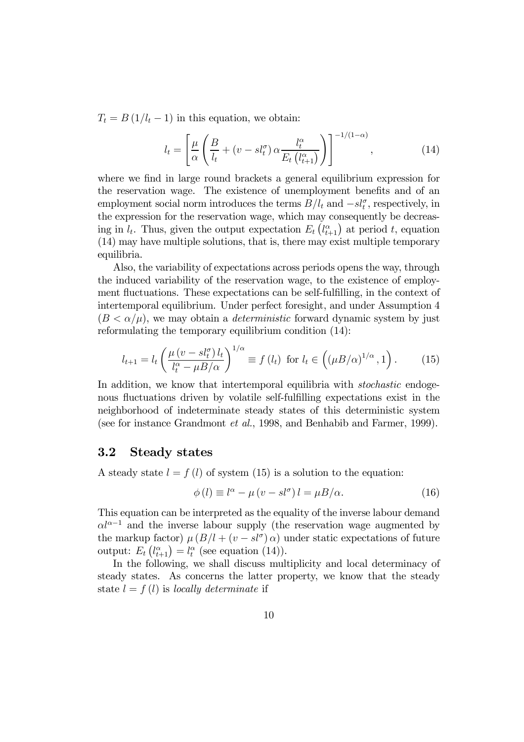$T_t = B(1/l_t - 1)$ in this equation, we obtain:

$$l_t = \left[ \frac{\mu}{\alpha} \left( \frac{B}{l_t} + (v - sl_t^\sigma)\, \alpha \frac{l_t^\alpha}{E_t\left(l_{t+1}^\alpha\right)} \right) \right]^{-1/(1-\alpha)}, \tag{14}$$

where we find in large round brackets a general equilibrium expression for the reservation wage. The existence of unemployment benefits and of an employment social norm introduces the terms $B/l_t$ and $-sl_t^\sigma$, respectively, in the expression for the reservation wage, which may consequently be decreasing in $l_t$. Thus, given the output expectation $E_t\left(l_{t+1}^\alpha\right)$ at period $t$, equation (14) may have multiple solutions, that is, there may exist multiple temporary equilibria.

Also, the variability of expectations across periods opens the way, through the induced variability of the reservation wage, to the existence of employment fluctuations. These expectations can be self-fulfilling, in the context of intertemporal equilibrium. Under perfect foresight, and under Assumption 4 ($B < \alpha/\mu$), we may obtain a *deterministic* forward dynamic system by just reformulating the temporary equilibrium condition (14):

$$l_{t+1} = l_t \left( \frac{\mu\,(v - sl_t^\sigma)\, l_t}{l_t^\alpha - \mu B/\alpha} \right)^{1/\alpha} \equiv f(l_t) \text{ for } l_t \in \left( (\mu B/\alpha)^{1/\alpha}, 1 \right). \tag{15}$$

In addition, we know that intertemporal equilibria with *stochastic* endogenous fluctuations driven by volatile self-fulfilling expectations exist in the neighborhood of indeterminate steady states of this deterministic system (see for instance Grandmont *et al.*, 1998, and Benhabib and Farmer, 1999).

## 3.2 Steady states

A steady state $l = f(l)$ of system (15) is a solution to the equation:

$$\phi(l) \equiv l^\alpha - \mu\,(v - sl^\sigma)\, l = \mu B/\alpha. \tag{16}$$

This equation can be interpreted as the equality of the inverse labour demand $\alpha l^{\alpha-1}$ and the inverse labour supply (the reservation wage augmented by the markup factor) $\mu\left(B/l + (v - sl^\sigma)\,\alpha\right)$ under static expectations of future output: $E_t\left(l_{t+1}^\alpha\right) = l_t^\alpha$ (see equation (14)).

In the following, we shall discuss multiplicity and local determinacy of steady states. As concerns the latter property, we know that the steady state $l = f(l)$ is *locally determinate* if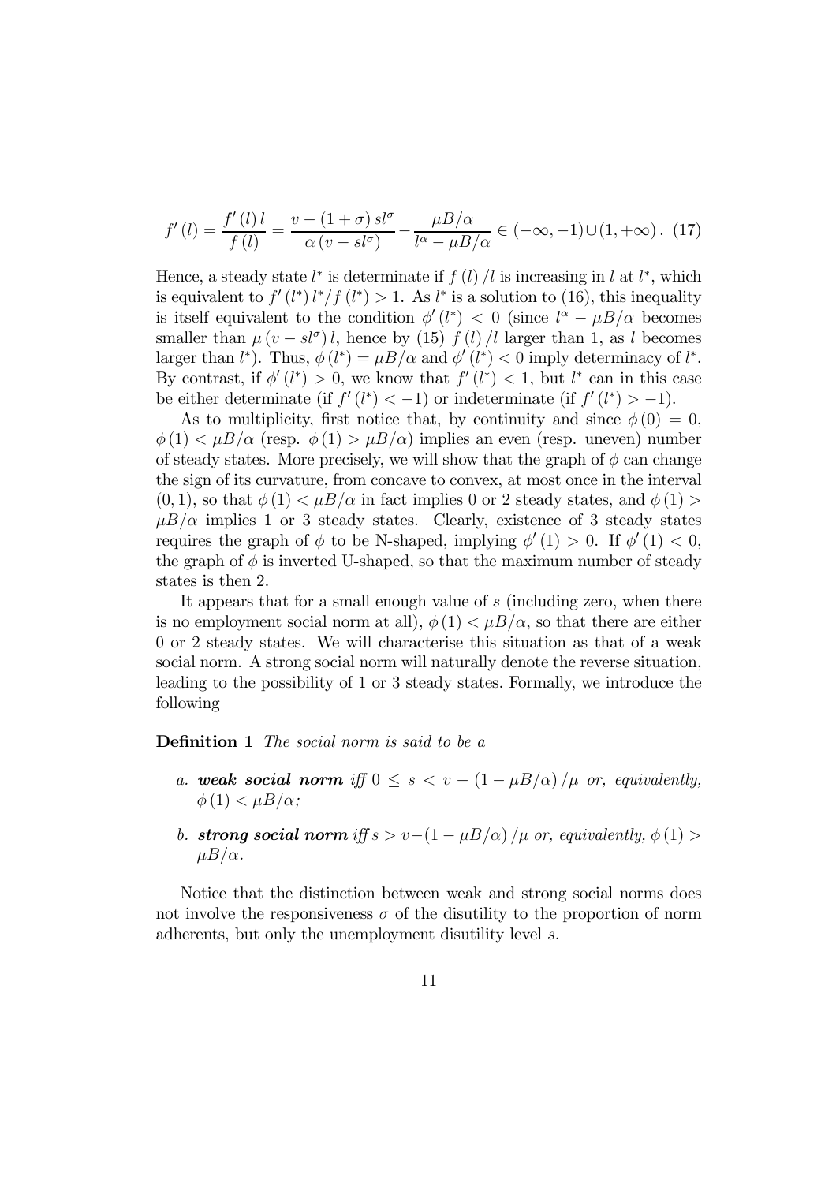$$f'(l) = \frac{f'(l)\,l}{f(l)} = \frac{v - (1+\sigma)\,sl^{\sigma}}{\alpha\,(v - sl^{\sigma})} - \frac{\mu B/\alpha}{l^{\alpha} - \mu B/\alpha} \in (-\infty, -1) \cup (1, +\infty). \quad (17)$$

Hence, a steady state $l^*$ is determinate if $f(l)/l$ is increasing in $l$ at $l^*$, which is equivalent to $f'(l^*)\,l^*/f(l^*) > 1$. As $l^*$ is a solution to (16), this inequality is itself equivalent to the condition $\phi'(l^*) < 0$ (since $l^{\alpha} - \mu B/\alpha$ becomes smaller than $\mu(v - sl^{\sigma})\,l$, hence by (15) $f(l)/l$ larger than 1, as $l$ becomes larger than $l^*$). Thus, $\phi(l^*) = \mu B/\alpha$ and $\phi'(l^*) < 0$ imply determinacy of $l^*$. By contrast, if $\phi'(l^*) > 0$, we know that $f'(l^*) < 1$, but $l^*$ can in this case be either determinate (if $f'(l^*) < -1$) or indeterminate (if $f'(l^*) > -1$).

As to multiplicity, first notice that, by continuity and since $\phi(0) = 0$, $\phi(1) < \mu B/\alpha$ (resp. $\phi(1) > \mu B/\alpha$) implies an even (resp. uneven) number of steady states. More precisely, we will show that the graph of $\phi$ can change the sign of its curvature, from concave to convex, at most once in the interval $(0, 1)$, so that $\phi(1) < \mu B/\alpha$ in fact implies 0 or 2 steady states, and $\phi(1) > \mu B/\alpha$ implies 1 or 3 steady states. Clearly, existence of 3 steady states requires the graph of $\phi$ to be N-shaped, implying $\phi'(1) > 0$. If $\phi'(1) < 0$, the graph of $\phi$ is inverted U-shaped, so that the maximum number of steady states is then 2.

It appears that for a small enough value of $s$ (including zero, when there is no employment social norm at all), $\phi(1) < \mu B/\alpha$, so that there are either 0 or 2 steady states. We will characterise this situation as that of a weak social norm. A strong social norm will naturally denote the reverse situation, leading to the possibility of 1 or 3 steady states. Formally, we introduce the following

**Definition 1** *The social norm is said to be a*

- *a.* ***weak social norm*** *iff* $0 \leq s < v - (1 - \mu B/\alpha)/\mu$ *or, equivalently,* $\phi(1) < \mu B/\alpha$*;*
- *b.* ***strong social norm*** *iff* $s > v - (1 - \mu B/\alpha)/\mu$ *or, equivalently,* $\phi(1) > \mu B/\alpha$.

Notice that the distinction between weak and strong social norms does not involve the responsiveness $\sigma$ of the disutility to the proportion of norm adherents, but only the unemployment disutility level $s$.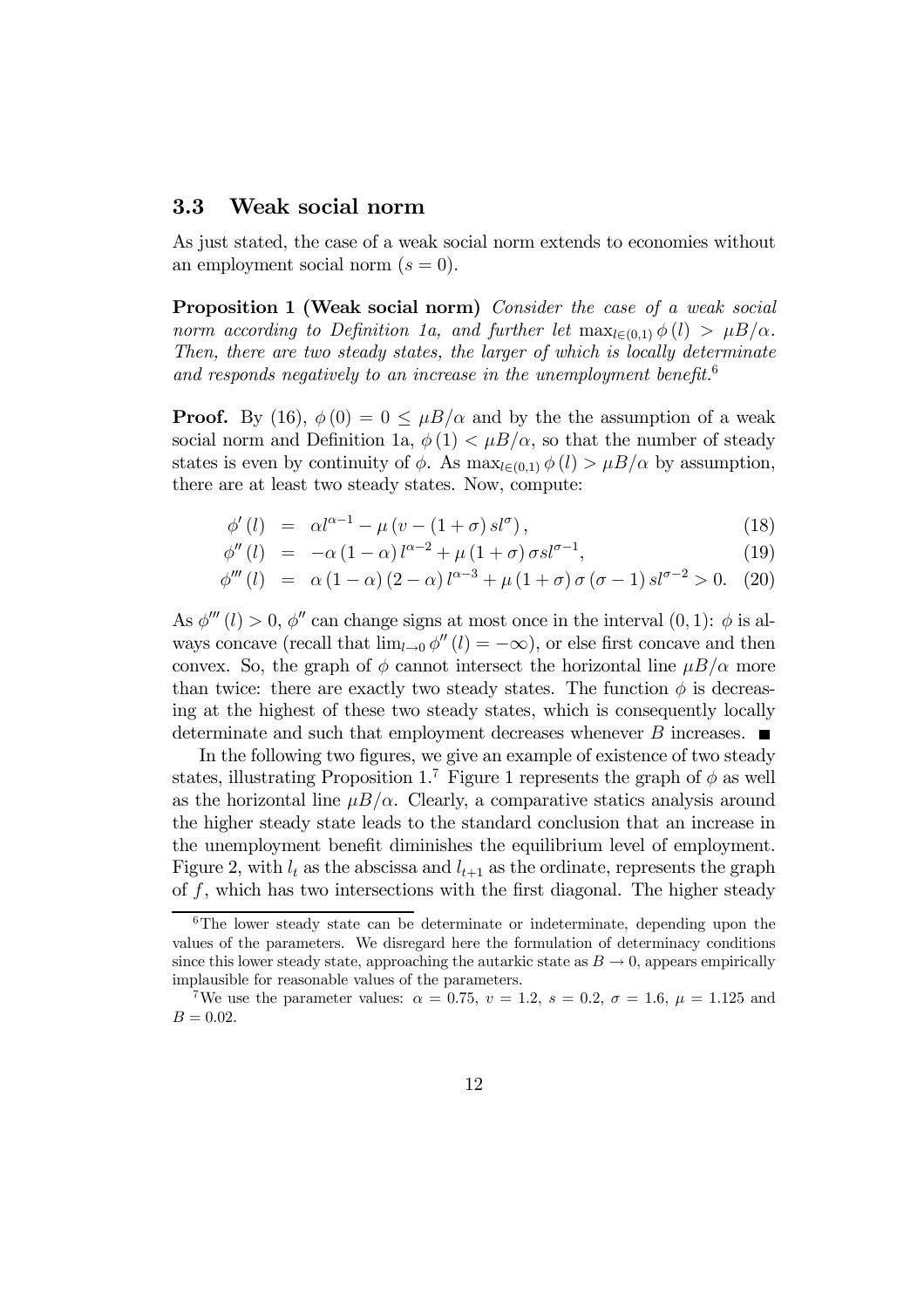### 3.3 Weak social norm

As just stated, the case of a weak social norm extends to economies without an employment social norm ($s = 0$).

**Proposition 1 (Weak social norm)** *Consider the case of a weak social norm according to Definition 1a, and further let* $\max_{l \in (0,1)} \phi(l) > \mu B/\alpha$. *Then, there are two steady states, the larger of which is locally determinate and responds negatively to an increase in the unemployment benefit.*[6]

**Proof.** By (16), $\phi(0) = 0 \leq \mu B/\alpha$ and by the the assumption of a weak social norm and Definition 1a, $\phi(1) < \mu B/\alpha$, so that the number of steady states is even by continuity of $\phi$. As $\max_{l \in (0,1)} \phi(l) > \mu B/\alpha$ by assumption, there are at least two steady states. Now, compute:

$$\phi'(l) = \alpha l^{\alpha-1} - \mu\left(v - (1+\sigma) s l^{\sigma}\right), \tag{18}$$

$$\phi''(l) = -\alpha(1-\alpha) l^{\alpha-2} + \mu(1+\sigma)\sigma s l^{\sigma-1}, \tag{19}$$

$$\phi'''(l) = \alpha(1-\alpha)(2-\alpha) l^{\alpha-3} + \mu(1+\sigma)\sigma(\sigma-1) s l^{\sigma-2} > 0. \tag{20}$$

As $\phi'''(l) > 0$, $\phi''$ can change signs at most once in the interval $(0,1)$: $\phi$ is always concave (recall that $\lim_{l \to 0} \phi''(l) = -\infty$), or else first concave and then convex. So, the graph of $\phi$ cannot intersect the horizontal line $\mu B/\alpha$ more than twice: there are exactly two steady states. The function $\phi$ is decreasing at the highest of these two steady states, which is consequently locally determinate and such that employment decreases whenever $B$ increases. ■

In the following two figures, we give an example of existence of two steady states, illustrating Proposition 1.[7] Figure 1 represents the graph of $\phi$ as well as the horizontal line $\mu B/\alpha$. Clearly, a comparative statics analysis around the higher steady state leads to the standard conclusion that an increase in the unemployment benefit diminishes the equilibrium level of employment. Figure 2, with $l_t$ as the abscissa and $l_{t+1}$ as the ordinate, represents the graph of $f$, which has two intersections with the first diagonal. The higher steady

[6] The lower steady state can be determinate or indeterminate, depending upon the values of the parameters. We disregard here the formulation of determinacy conditions since this lower steady state, approaching the autarkic state as $B \to 0$, appears empirically implausible for reasonable values of the parameters.

[7] We use the parameter values: $\alpha = 0.75$, $v = 1.2$, $s = 0.2$, $\sigma = 1.6$, $\mu = 1.125$ and $B = 0.02$.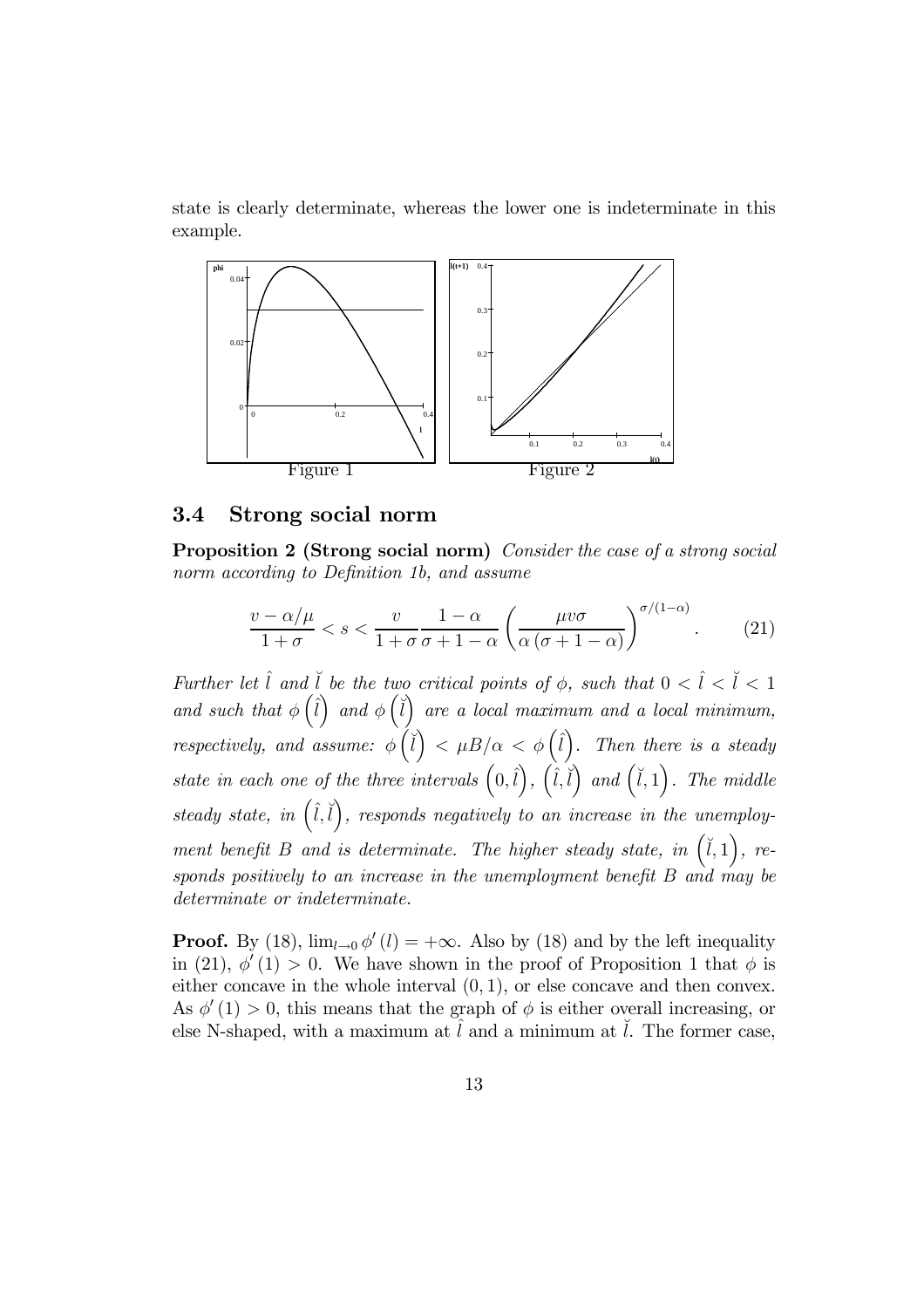state is clearly determinate, whereas the lower one is indeterminate in this example.

Figure 1

Figure 2

## 3.4 Strong social norm

**Proposition 2 (Strong social norm)** *Consider the case of a strong social norm according to Definition 1b, and assume*

$$\frac{v - \alpha/\mu}{1+\sigma} < s < \frac{v}{1+\sigma} \frac{1-\alpha}{\sigma+1-\alpha} \left( \frac{\mu v \sigma}{\alpha(\sigma+1-\alpha)} \right)^{\sigma/(1-\alpha)}. \qquad (21)$$

*Further let $\hat{l}$ and $\breve{l}$ be the two critical points of $\phi$, such that $0 < \hat{l} < \breve{l} < 1$ and such that $\phi\left(\hat{l}\right)$ and $\phi\left(\breve{l}\right)$ are a local maximum and a local minimum, respectively, and assume: $\phi\left(\breve{l}\right) < \mu B/\alpha < \phi\left(\hat{l}\right)$. Then there is a steady state in each one of the three intervals $\left(0, \hat{l}\right)$, $\left(\hat{l}, \breve{l}\right)$ and $\left(\breve{l}, 1\right)$. The middle steady state, in $\left(\hat{l}, \breve{l}\right)$, responds negatively to an increase in the unemployment benefit $B$ and is determinate. The higher steady state, in $\left(\breve{l}, 1\right)$, responds positively to an increase in the unemployment benefit $B$ and may be determinate or indeterminate.*

**Proof.** By (18), $\lim_{l \to 0} \phi'(l) = +\infty$. Also by (18) and by the left inequality in (21), $\phi'(1) > 0$. We have shown in the proof of Proposition 1 that $\phi$ is either concave in the whole interval $(0, 1)$, or else concave and then convex. As $\phi'(1) > 0$, this means that the graph of $\phi$ is either overall increasing, or else N-shaped, with a maximum at $\hat{l}$ and a minimum at $\breve{l}$. The former case,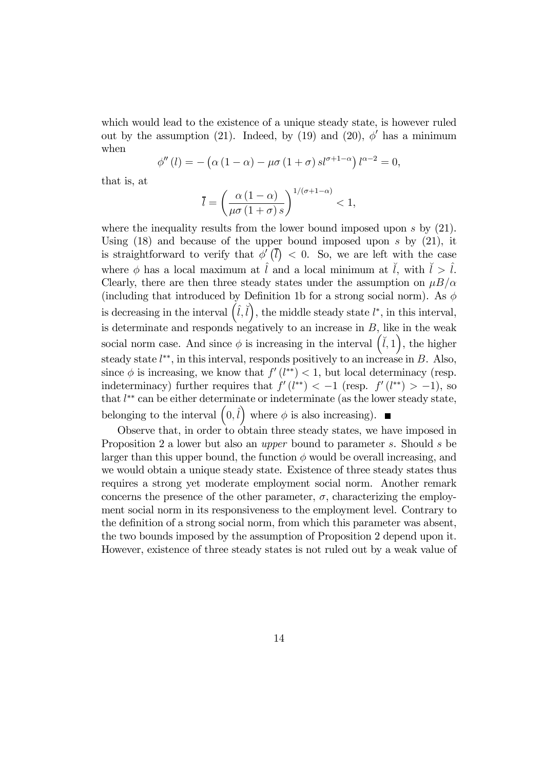which would lead to the existence of a unique steady state, is however ruled out by the assumption (21). Indeed, by (19) and (20), $\phi'$ has a minimum when

$$\phi''(l) = -\left(\alpha(1-\alpha) - \mu\sigma(1+\sigma)\, s l^{\sigma+1-\alpha}\right) l^{\alpha-2} = 0,$$

that is, at

$$\overline{l} = \left(\frac{\alpha(1-\alpha)}{\mu\sigma(1+\sigma)\, s}\right)^{1/(\sigma+1-\alpha)} < 1,$$

where the inequality results from the lower bound imposed upon $s$ by (21). Using (18) and because of the upper bound imposed upon $s$ by (21), it is straightforward to verify that $\phi'\left(\overline{l}\right) < 0$. So, we are left with the case where $\phi$ has a local maximum at $\hat{l}$ and a local minimum at $\breve{l}$, with $\breve{l} > \hat{l}$. Clearly, there are then three steady states under the assumption on $\mu B/\alpha$ (including that introduced by Definition 1b for a strong social norm). As $\phi$ is decreasing in the interval $\left(\hat{l}, \breve{l}\right)$, the middle steady state $l^*$, in this interval, is determinate and responds negatively to an increase in $B$, like in the weak social norm case. And since $\phi$ is increasing in the interval $\left(\breve{l}, 1\right)$, the higher steady state $l^{**}$, in this interval, responds positively to an increase in $B$. Also, since $\phi$ is increasing, we know that $f'(l^{**}) < 1$, but local determinacy (resp. indeterminacy) further requires that $f'(l^{**}) < -1$ (resp. $f'(l^{**}) > -1$), so that $l^{**}$ can be either determinate or indeterminate (as the lower steady state, belonging to the interval $\left(0, \hat{l}\right)$ where $\phi$ is also increasing). ■

Observe that, in order to obtain three steady states, we have imposed in Proposition 2 a lower but also an *upper* bound to parameter $s$. Should $s$ be larger than this upper bound, the function $\phi$ would be overall increasing, and we would obtain a unique steady state. Existence of three steady states thus requires a strong yet moderate employment social norm. Another remark concerns the presence of the other parameter, $\sigma$, characterizing the employment social norm in its responsiveness to the employment level. Contrary to the definition of a strong social norm, from which this parameter was absent, the two bounds imposed by the assumption of Proposition 2 depend upon it. However, existence of three steady states is not ruled out by a weak value of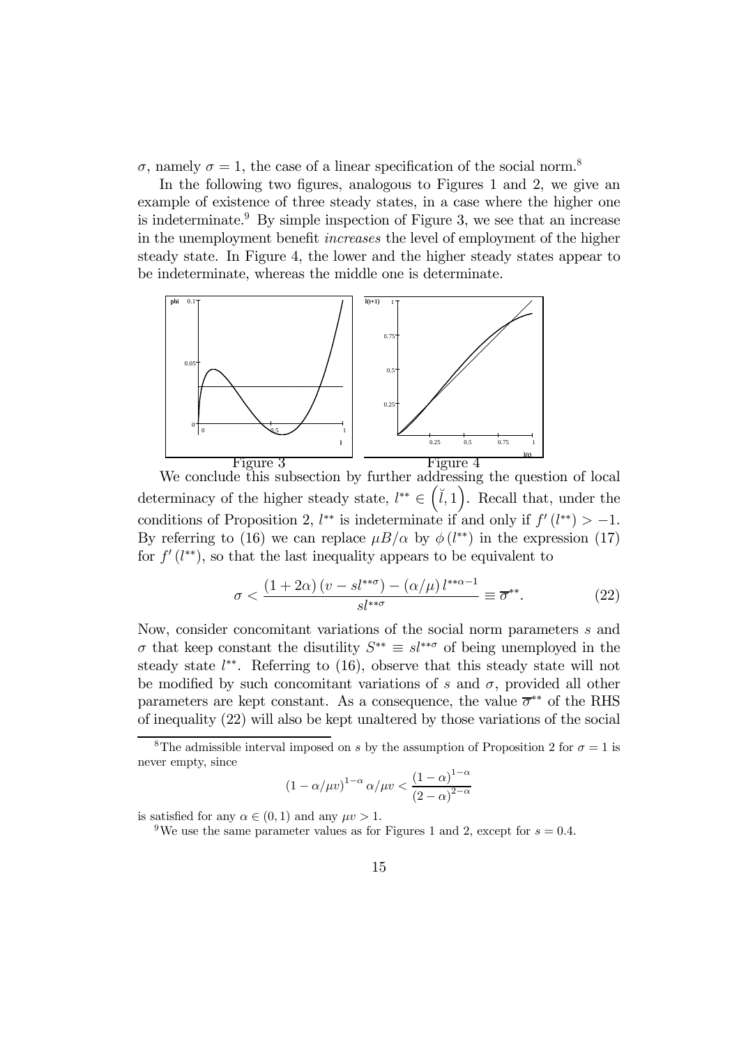$\sigma$, namely $\sigma = 1$, the case of a linear specification of the social norm.[8]

In the following two figures, analogous to Figures 1 and 2, we give an example of existence of three steady states, in a case where the higher one is indeterminate.[9] By simple inspection of Figure 3, we see that an increase in the unemployment benefit *increases* the level of employment of the higher steady state. In Figure 4, the lower and the higher steady states appear to be indeterminate, whereas the middle one is determinate.

Figure 3

Figure 4

We conclude this subsection by further addressing the question of local determinacy of the higher steady state, $l^{**} \in \left(\breve{l}, 1\right)$. Recall that, under the conditions of Proposition 2, $l^{**}$ is indeterminate if and only if $f'(l^{**}) > -1$. By referring to (16) we can replace $\mu B/\alpha$ by $\phi(l^{**})$ in the expression (17) for $f'(l^{**})$, so that the last inequality appears to be equivalent to

$$\sigma < \frac{(1+2\alpha)\left(v - sl^{**\sigma}\right) - (\alpha/\mu)\, l^{**\alpha-1}}{sl^{**\sigma}} \equiv \overline{\sigma}^{**}. \tag{22}$$

Now, consider concomitant variations of the social norm parameters $s$ and $\sigma$ that keep constant the disutility $S^{**} \equiv sl^{**\sigma}$ of being unemployed in the steady state $l^{**}$. Referring to (16), observe that this steady state will not be modified by such concomitant variations of $s$ and $\sigma$, provided all other parameters are kept constant. As a consequence, the value $\overline{\sigma}^{**}$ of the RHS of inequality (22) will also be kept unaltered by those variations of the social

---

[8] The admissible interval imposed on $s$ by the assumption of Proposition 2 for $\sigma = 1$ is never empty, since

$$(1 - \alpha/\mu v)^{1-\alpha}\, \alpha/\mu v < \frac{(1-\alpha)^{1-\alpha}}{(2-\alpha)^{2-\alpha}}$$

is satisfied for any $\alpha \in (0, 1)$ and any $\mu v > 1$.

[9] We use the same parameter values as for Figures 1 and 2, except for $s = 0.4$.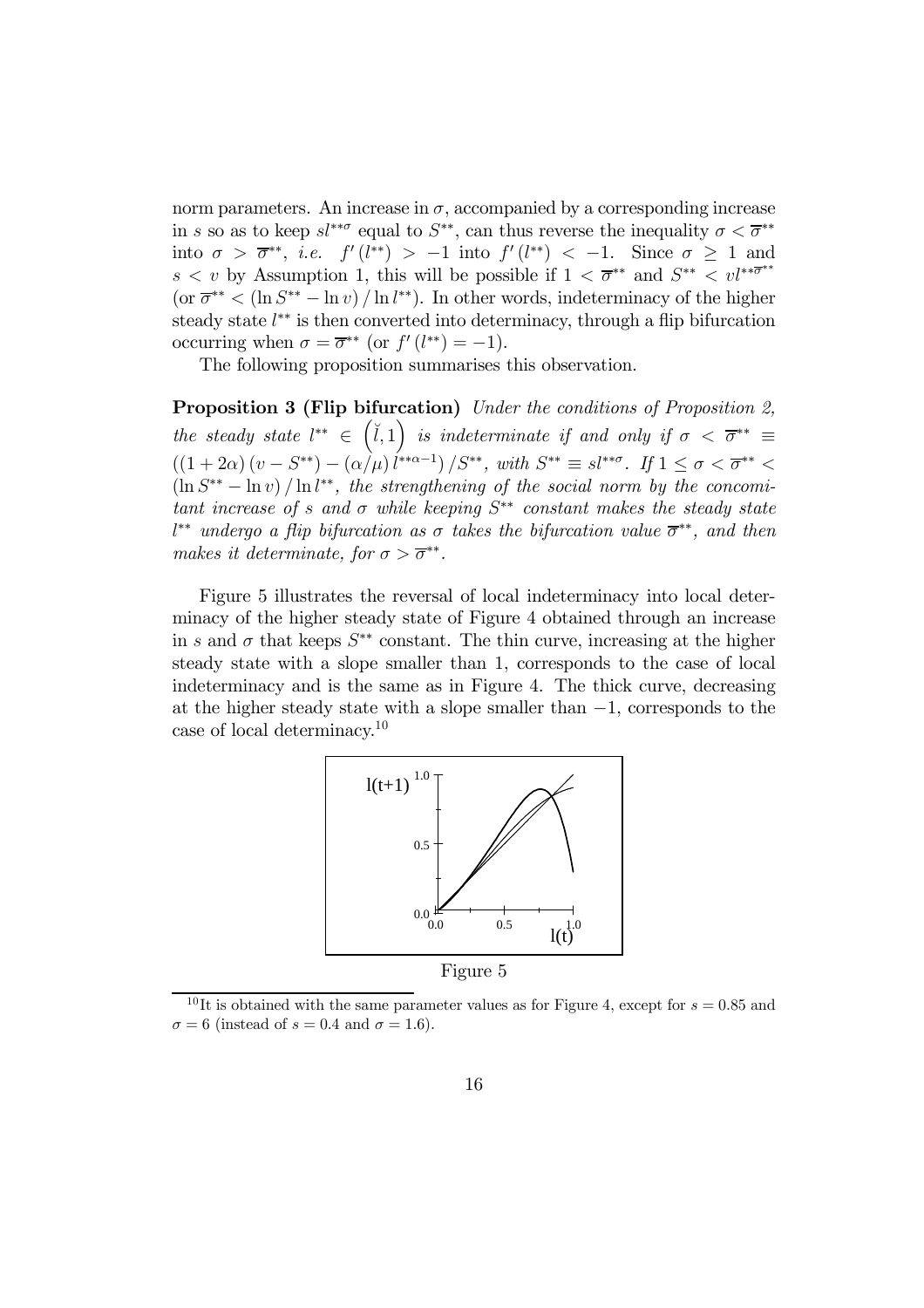norm parameters. An increase in $\sigma$, accompanied by a corresponding increase in $s$ so as to keep $sl^{**\sigma}$ equal to $S^{**}$, can thus reverse the inequality $\sigma < \overline{\sigma}^{**}$ into $\sigma > \overline{\sigma}^{**}$, *i.e.* $f'(l^{**}) > -1$ into $f'(l^{**}) < -1$. Since $\sigma \geq 1$ and $s < v$ by Assumption 1, this will be possible if $1 < \overline{\sigma}^{**}$ and $S^{**} < vl^{**\overline{\sigma}^{**}}$ (or $\overline{\sigma}^{**} < (\ln S^{**} - \ln v) / \ln l^{**}$). In other words, indeterminacy of the higher steady state $l^{**}$ is then converted into determinacy, through a flip bifurcation occurring when $\sigma = \overline{\sigma}^{**}$ (or $f'(l^{**}) = -1$).

The following proposition summarises this observation.

**Proposition 3 (Flip bifurcation)** *Under the conditions of Proposition 2, the steady state* $l^{**} \in \left(\breve{l}, 1\right)$ *is indeterminate if and only if* $\sigma < \overline{\sigma}^{**} \equiv ((1 + 2\alpha)(v - S^{**}) - (\alpha/\mu) l^{**\alpha - 1}) / S^{**}$, *with* $S^{**} \equiv sl^{**\sigma}$. *If* $1 \leq \sigma < \overline{\sigma}^{**} < (\ln S^{**} - \ln v) / \ln l^{**}$, *the strengthening of the social norm by the concomitant increase of* $s$ *and* $\sigma$ *while keeping* $S^{**}$ *constant makes the steady state* $l^{**}$ *undergo a flip bifurcation as* $\sigma$ *takes the bifurcation value* $\overline{\sigma}^{**}$, *and then makes it determinate, for* $\sigma > \overline{\sigma}^{**}$.

Figure 5 illustrates the reversal of local indeterminacy into local determinacy of the higher steady state of Figure 4 obtained through an increase in $s$ and $\sigma$ that keeps $S^{**}$ constant. The thin curve, increasing at the higher steady state with a slope smaller than 1, corresponds to the case of local indeterminacy and is the same as in Figure 4. The thick curve, decreasing at the higher steady state with a slope smaller than $-1$, corresponds to the case of local determinacy.[10]

Figure 5

[10] It is obtained with the same parameter values as for Figure 4, except for $s = 0.85$ and $\sigma = 6$ (instead of $s = 0.4$ and $\sigma = 1.6$).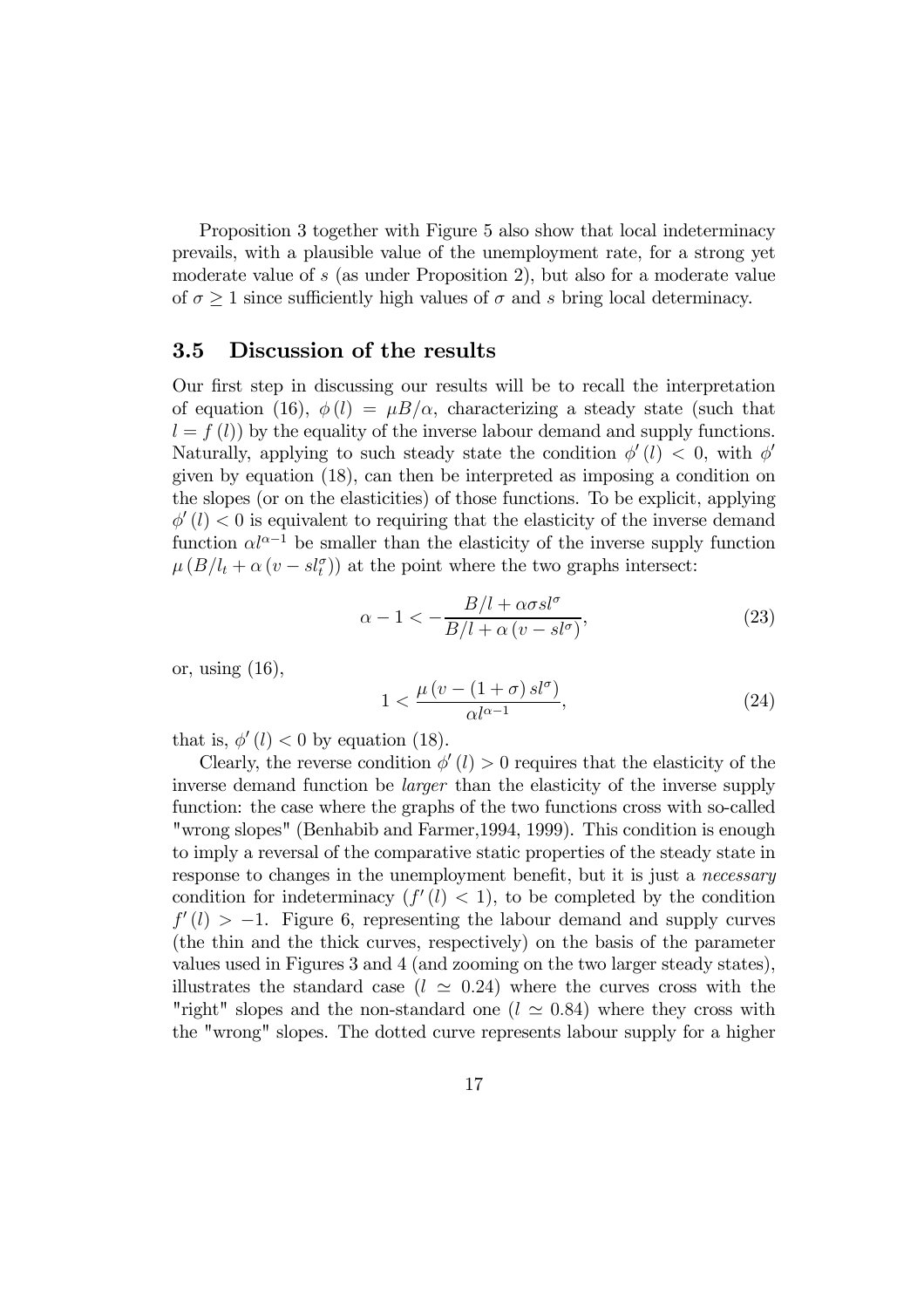Proposition 3 together with Figure 5 also show that local indeterminacy prevails, with a plausible value of the unemployment rate, for a strong yet moderate value of $s$ (as under Proposition 2), but also for a moderate value of $\sigma \geq 1$ since sufficiently high values of $\sigma$ and $s$ bring local determinacy.

### 3.5 Discussion of the results

Our first step in discussing our results will be to recall the interpretation of equation (16), $\phi(l) = \mu B/\alpha$, characterizing a steady state (such that $l = f(l)$) by the equality of the inverse labour demand and supply functions. Naturally, applying to such steady state the condition $\phi'(l) < 0$, with $\phi'$ given by equation (18), can then be interpreted as imposing a condition on the slopes (or on the elasticities) of those functions. To be explicit, applying $\phi'(l) < 0$ is equivalent to requiring that the elasticity of the inverse demand function $\alpha l^{\alpha-1}$ be smaller than the elasticity of the inverse supply function $\mu(B/l_t + \alpha(v - sl_t^\sigma))$ at the point where the two graphs intersect:

$$\alpha - 1 < -\frac{B/l + \alpha\sigma sl^\sigma}{B/l + \alpha(v - sl^\sigma)}, \tag{23}$$

or, using (16),

$$1 < \frac{\mu(v - (1+\sigma)sl^\sigma)}{\alpha l^{\alpha-1}}, \tag{24}$$

that is, $\phi'(l) < 0$ by equation (18).

Clearly, the reverse condition $\phi'(l) > 0$ requires that the elasticity of the inverse demand function be *larger* than the elasticity of the inverse supply function: the case where the graphs of the two functions cross with so-called "wrong slopes" (Benhabib and Farmer,1994, 1999). This condition is enough to imply a reversal of the comparative static properties of the steady state in response to changes in the unemployment benefit, but it is just a *necessary* condition for indeterminacy ($f'(l) < 1$), to be completed by the condition $f'(l) > -1$. Figure 6, representing the labour demand and supply curves (the thin and the thick curves, respectively) on the basis of the parameter values used in Figures 3 and 4 (and zooming on the two larger steady states), illustrates the standard case ($l \simeq 0.24$) where the curves cross with the "right" slopes and the non-standard one ($l \simeq 0.84$) where they cross with the "wrong" slopes. The dotted curve represents labour supply for a higher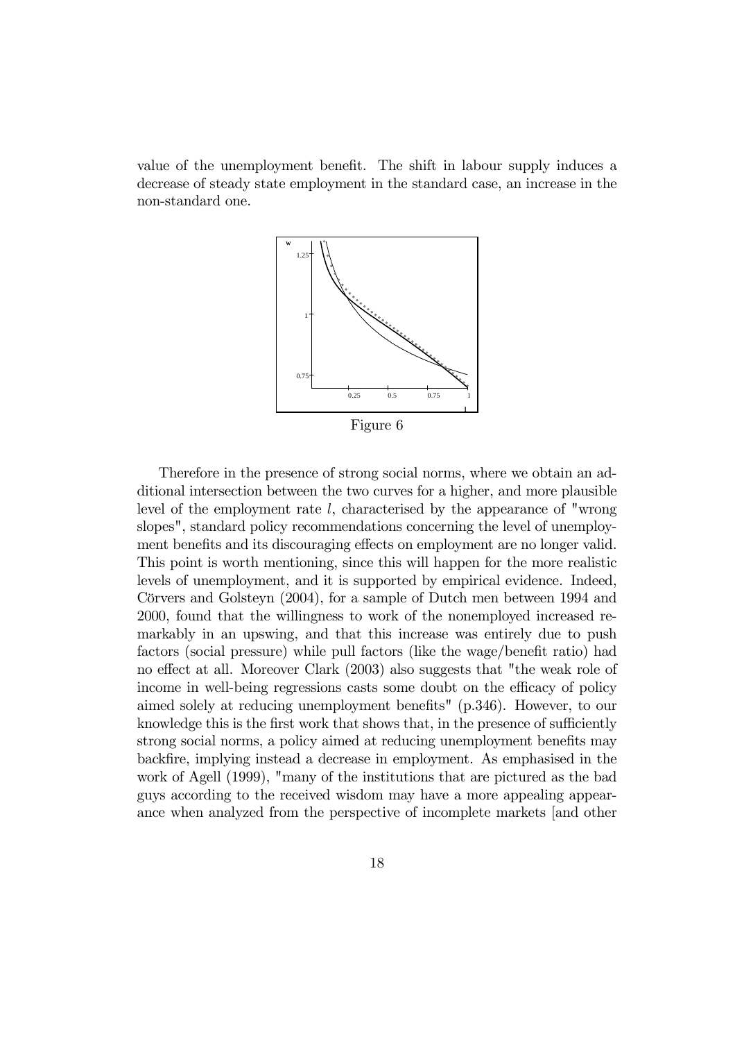value of the unemployment benefit. The shift in labour supply induces a decrease of steady state employment in the standard case, an increase in the non-standard one.

Figure 6

Therefore in the presence of strong social norms, where we obtain an additional intersection between the two curves for a higher, and more plausible level of the employment rate $l$, characterised by the appearance of "wrong slopes", standard policy recommendations concerning the level of unemployment benefits and its discouraging effects on employment are no longer valid. This point is worth mentioning, since this will happen for the more realistic levels of unemployment, and it is supported by empirical evidence. Indeed, Cörvers and Golsteyn (2004), for a sample of Dutch men between 1994 and 2000, found that the willingness to work of the nonemployed increased remarkably in an upswing, and that this increase was entirely due to push factors (social pressure) while pull factors (like the wage/benefit ratio) had no effect at all. Moreover Clark (2003) also suggests that "the weak role of income in well-being regressions casts some doubt on the efficacy of policy aimed solely at reducing unemployment benefits" (p.346). However, to our knowledge this is the first work that shows that, in the presence of sufficiently strong social norms, a policy aimed at reducing unemployment benefits may backfire, implying instead a decrease in employment. As emphasised in the work of Agell (1999), "many of the institutions that are pictured as the bad guys according to the received wisdom may have a more appealing appearance when analyzed from the perspective of incomplete markets [and other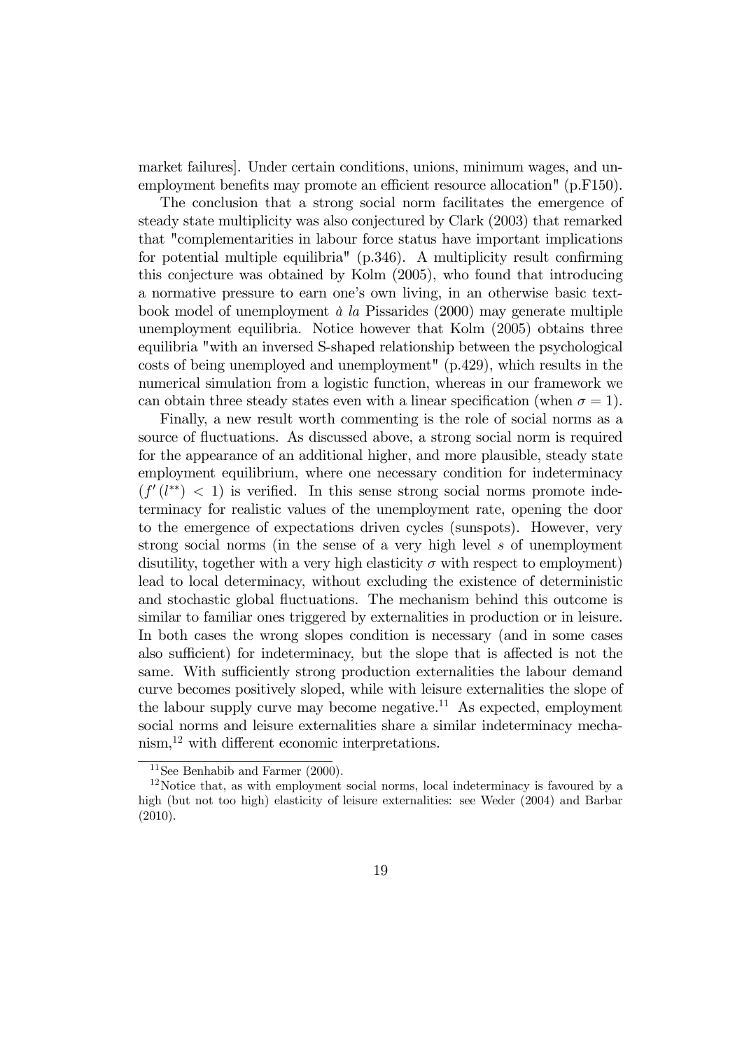market failures]. Under certain conditions, unions, minimum wages, and unemployment benefits may promote an efficient resource allocation" (p.F150).

The conclusion that a strong social norm facilitates the emergence of steady state multiplicity was also conjectured by Clark (2003) that remarked that "complementarities in labour force status have important implications for potential multiple equilibria" (p.346). A multiplicity result confirming this conjecture was obtained by Kolm (2005), who found that introducing a normative pressure to earn one's own living, in an otherwise basic textbook model of unemployment *à la* Pissarides (2000) may generate multiple unemployment equilibria. Notice however that Kolm (2005) obtains three equilibria "with an inversed S-shaped relationship between the psychological costs of being unemployed and unemployment" (p.429), which results in the numerical simulation from a logistic function, whereas in our framework we can obtain three steady states even with a linear specification (when $\sigma = 1$).

Finally, a new result worth commenting is the role of social norms as a source of fluctuations. As discussed above, a strong social norm is required for the appearance of an additional higher, and more plausible, steady state employment equilibrium, where one necessary condition for indeterminacy ($f'(l^{**}) < 1$) is verified. In this sense strong social norms promote indeterminacy for realistic values of the unemployment rate, opening the door to the emergence of expectations driven cycles (sunspots). However, very strong social norms (in the sense of a very high level $s$ of unemployment disutility, together with a very high elasticity $\sigma$ with respect to employment) lead to local determinacy, without excluding the existence of deterministic and stochastic global fluctuations. The mechanism behind this outcome is similar to familiar ones triggered by externalities in production or in leisure. In both cases the wrong slopes condition is necessary (and in some cases also sufficient) for indeterminacy, but the slope that is affected is not the same. With sufficiently strong production externalities the labour demand curve becomes positively sloped, while with leisure externalities the slope of the labour supply curve may become negative.[11] As expected, employment social norms and leisure externalities share a similar indeterminacy mechanism,[12] with different economic interpretations.

[11] See Benhabib and Farmer (2000).

[12] Notice that, as with employment social norms, local indeterminacy is favoured by a high (but not too high) elasticity of leisure externalities: see Weder (2004) and Barbar (2010).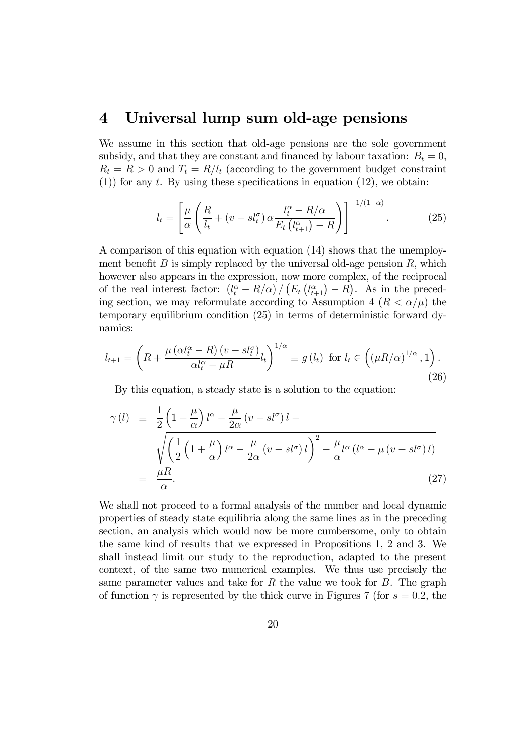# 4 Universal lump sum old-age pensions

We assume in this section that old-age pensions are the sole government subsidy, and that they are constant and financed by labour taxation: $B_t = 0$, $R_t = R > 0$ and $T_t = R/l_t$ (according to the government budget constraint (1)) for any $t$. By using these specifications in equation (12), we obtain:

$$l_t = \left[\frac{\mu}{\alpha}\left(\frac{R}{l_t} + (v - sl_t^{\sigma})\,\alpha\frac{l_t^{\alpha} - R/\alpha}{E_t\left(l_{t+1}^{\alpha}\right) - R}\right)\right]^{-1/(1-\alpha)}. \tag{25}$$

A comparison of this equation with equation (14) shows that the unemployment benefit $B$ is simply replaced by the universal old-age pension $R$, which however also appears in the expression, now more complex, of the reciprocal of the real interest factor: $\left(l_t^{\alpha} - R/\alpha\right)/\left(E_t\left(l_{t+1}^{\alpha}\right) - R\right)$. As in the preceding section, we may reformulate according to Assumption 4 ($R < \alpha/\mu$) the temporary equilibrium condition (25) in terms of deterministic forward dynamics:

$$l_{t+1} = \left(R + \frac{\mu\left(\alpha l_t^{\alpha} - R\right)\left(v - sl_t^{\sigma}\right)}{\alpha l_t^{\alpha} - \mu R}l_t\right)^{1/\alpha} \equiv g\left(l_t\right) \text{ for } l_t \in \left(\left(\mu R/\alpha\right)^{1/\alpha}, 1\right). \tag{26}$$

By this equation, a steady state is a solution to the equation:

$$\begin{aligned}
\gamma\left(l\right) &\equiv \frac{1}{2}\left(1 + \frac{\mu}{\alpha}\right)l^{\alpha} - \frac{\mu}{2\alpha}\left(v - sl^{\sigma}\right)l - \\
&\quad \sqrt{\left(\frac{1}{2}\left(1 + \frac{\mu}{\alpha}\right)l^{\alpha} - \frac{\mu}{2\alpha}\left(v - sl^{\sigma}\right)l\right)^2 - \frac{\mu}{\alpha}l^{\alpha}\left(l^{\alpha} - \mu\left(v - sl^{\sigma}\right)l\right)} \\
&= \frac{\mu R}{\alpha}.
\end{aligned} \tag{27}$$

We shall not proceed to a formal analysis of the number and local dynamic properties of steady state equilibria along the same lines as in the preceding section, an analysis which would now be more cumbersome, only to obtain the same kind of results that we expressed in Propositions 1, 2 and 3. We shall instead limit our study to the reproduction, adapted to the present context, of the same two numerical examples. We thus use precisely the same parameter values and take for $R$ the value we took for $B$. The graph of function $\gamma$ is represented by the thick curve in Figures 7 (for $s = 0.2$, the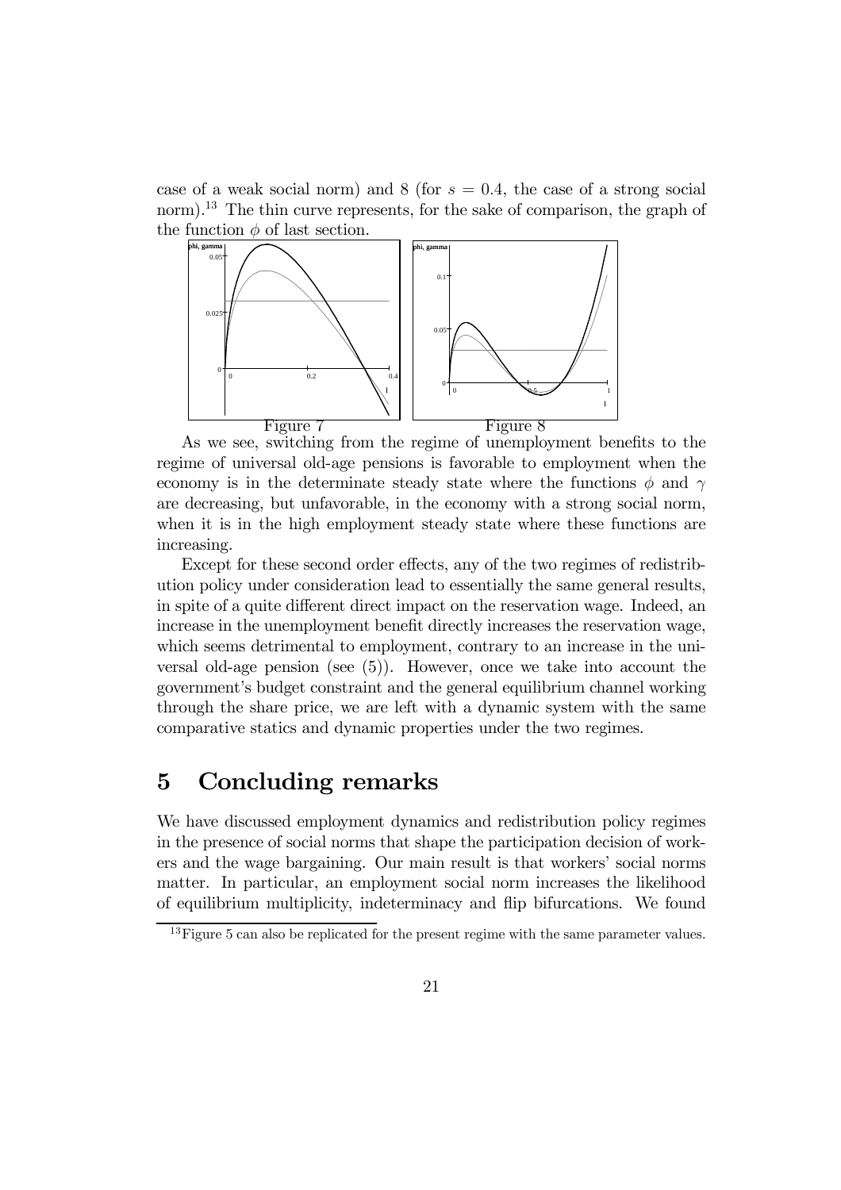case of a weak social norm) and 8 (for $s = 0.4$, the case of a strong social norm).[13] The thin curve represents, for the sake of comparison, the graph of the function $\phi$ of last section.

Figure 7 Figure 8

As we see, switching from the regime of unemployment benefits to the regime of universal old-age pensions is favorable to employment when the economy is in the determinate steady state where the functions $\phi$ and $\gamma$ are decreasing, but unfavorable, in the economy with a strong social norm, when it is in the high employment steady state where these functions are increasing.

Except for these second order effects, any of the two regimes of redistribution policy under consideration lead to essentially the same general results, in spite of a quite different direct impact on the reservation wage. Indeed, an increase in the unemployment benefit directly increases the reservation wage, which seems detrimental to employment, contrary to an increase in the universal old-age pension (see (5)). However, once we take into account the government's budget constraint and the general equilibrium channel working through the share price, we are left with a dynamic system with the same comparative statics and dynamic properties under the two regimes.

# 5 Concluding remarks

We have discussed employment dynamics and redistribution policy regimes in the presence of social norms that shape the participation decision of workers and the wage bargaining. Our main result is that workers' social norms matter. In particular, an employment social norm increases the likelihood of equilibrium multiplicity, indeterminacy and flip bifurcations. We found

[13] Figure 5 can also be replicated for the present regime with the same parameter values.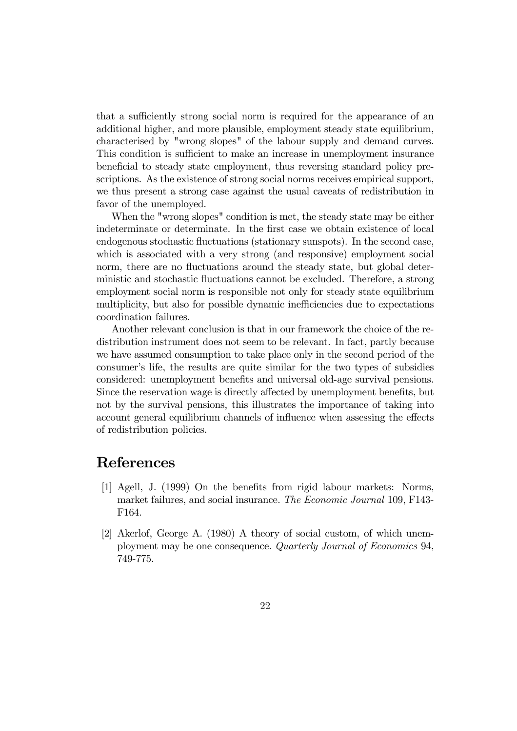that a sufficiently strong social norm is required for the appearance of an additional higher, and more plausible, employment steady state equilibrium, characterised by "wrong slopes" of the labour supply and demand curves. This condition is sufficient to make an increase in unemployment insurance beneficial to steady state employment, thus reversing standard policy prescriptions. As the existence of strong social norms receives empirical support, we thus present a strong case against the usual caveats of redistribution in favor of the unemployed.

When the "wrong slopes" condition is met, the steady state may be either indeterminate or determinate. In the first case we obtain existence of local endogenous stochastic fluctuations (stationary sunspots). In the second case, which is associated with a very strong (and responsive) employment social norm, there are no fluctuations around the steady state, but global deterministic and stochastic fluctuations cannot be excluded. Therefore, a strong employment social norm is responsible not only for steady state equilibrium multiplicity, but also for possible dynamic inefficiencies due to expectations coordination failures.

Another relevant conclusion is that in our framework the choice of the redistribution instrument does not seem to be relevant. In fact, partly because we have assumed consumption to take place only in the second period of the consumer's life, the results are quite similar for the two types of subsidies considered: unemployment benefits and universal old-age survival pensions. Since the reservation wage is directly affected by unemployment benefits, but not by the survival pensions, this illustrates the importance of taking into account general equilibrium channels of influence when assessing the effects of redistribution policies.

# References

[1] Agell, J. (1999) On the benefits from rigid labour markets: Norms, market failures, and social insurance. *The Economic Journal* 109, F143-F164.

[2] Akerlof, George A. (1980) A theory of social custom, of which unemployment may be one consequence. *Quarterly Journal of Economics* 94, 749-775.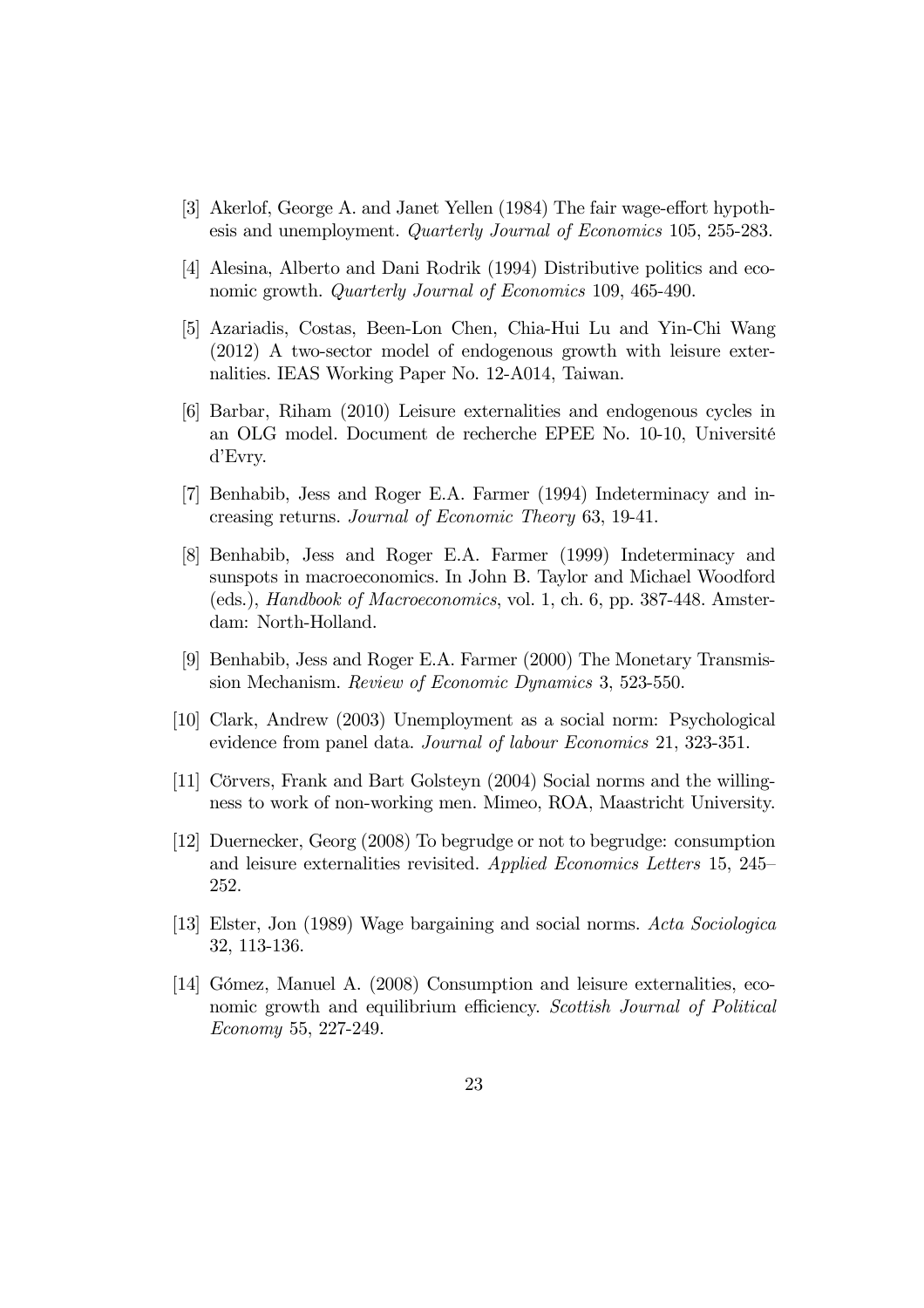[3] Akerlof, George A. and Janet Yellen (1984) The fair wage-effort hypothesis and unemployment. *Quarterly Journal of Economics* 105, 255-283.

[4] Alesina, Alberto and Dani Rodrik (1994) Distributive politics and economic growth. *Quarterly Journal of Economics* 109, 465-490.

[5] Azariadis, Costas, Been-Lon Chen, Chia-Hui Lu and Yin-Chi Wang (2012) A two-sector model of endogenous growth with leisure externalities. IEAS Working Paper No. 12-A014, Taiwan.

[6] Barbar, Riham (2010) Leisure externalities and endogenous cycles in an OLG model. Document de recherche EPEE No. 10-10, Université d'Evry.

[7] Benhabib, Jess and Roger E.A. Farmer (1994) Indeterminacy and increasing returns. *Journal of Economic Theory* 63, 19-41.

[8] Benhabib, Jess and Roger E.A. Farmer (1999) Indeterminacy and sunspots in macroeconomics. In John B. Taylor and Michael Woodford (eds.), *Handbook of Macroeconomics*, vol. 1, ch. 6, pp. 387-448. Amsterdam: North-Holland.

[9] Benhabib, Jess and Roger E.A. Farmer (2000) The Monetary Transmission Mechanism. *Review of Economic Dynamics* 3, 523-550.

[10] Clark, Andrew (2003) Unemployment as a social norm: Psychological evidence from panel data. *Journal of labour Economics* 21, 323-351.

[11] Cörvers, Frank and Bart Golsteyn (2004) Social norms and the willingness to work of non-working men. Mimeo, ROA, Maastricht University.

[12] Duernecker, Georg (2008) To begrudge or not to begrudge: consumption and leisure externalities revisited. *Applied Economics Letters* 15, 245–252.

[13] Elster, Jon (1989) Wage bargaining and social norms. *Acta Sociologica* 32, 113-136.

[14] Gómez, Manuel A. (2008) Consumption and leisure externalities, economic growth and equilibrium efficiency. *Scottish Journal of Political Economy* 55, 227-249.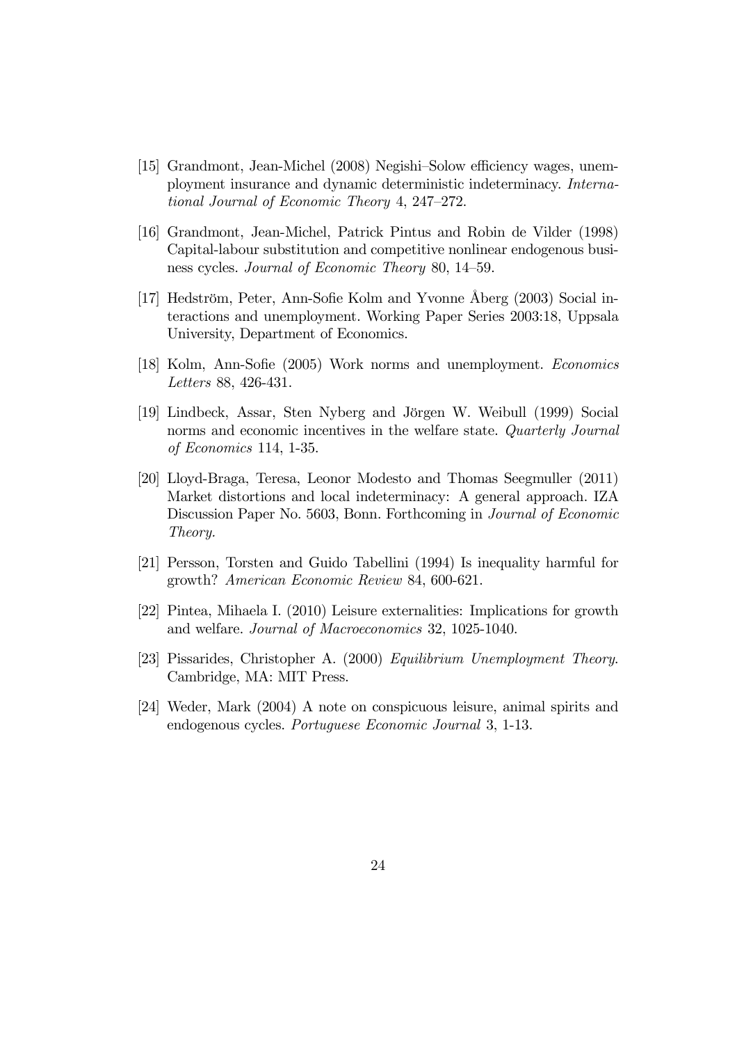[15] Grandmont, Jean-Michel (2008) Negishi–Solow efficiency wages, unemployment insurance and dynamic deterministic indeterminacy. *International Journal of Economic Theory* 4, 247–272.

[16] Grandmont, Jean-Michel, Patrick Pintus and Robin de Vilder (1998) Capital-labour substitution and competitive nonlinear endogenous business cycles. *Journal of Economic Theory* 80, 14–59.

[17] Hedström, Peter, Ann-Sofie Kolm and Yvonne Åberg (2003) Social interactions and unemployment. Working Paper Series 2003:18, Uppsala University, Department of Economics.

[18] Kolm, Ann-Sofie (2005) Work norms and unemployment. *Economics Letters* 88, 426-431.

[19] Lindbeck, Assar, Sten Nyberg and Jörgen W. Weibull (1999) Social norms and economic incentives in the welfare state. *Quarterly Journal of Economics* 114, 1-35.

[20] Lloyd-Braga, Teresa, Leonor Modesto and Thomas Seegmuller (2011) Market distortions and local indeterminacy: A general approach. IZA Discussion Paper No. 5603, Bonn. Forthcoming in *Journal of Economic Theory.*

[21] Persson, Torsten and Guido Tabellini (1994) Is inequality harmful for growth? *American Economic Review* 84, 600-621.

[22] Pintea, Mihaela I. (2010) Leisure externalities: Implications for growth and welfare. *Journal of Macroeconomics* 32, 1025-1040.

[23] Pissarides, Christopher A. (2000) *Equilibrium Unemployment Theory.* Cambridge, MA: MIT Press.

[24] Weder, Mark (2004) A note on conspicuous leisure, animal spirits and endogenous cycles. *Portuguese Economic Journal* 3, 1-13.